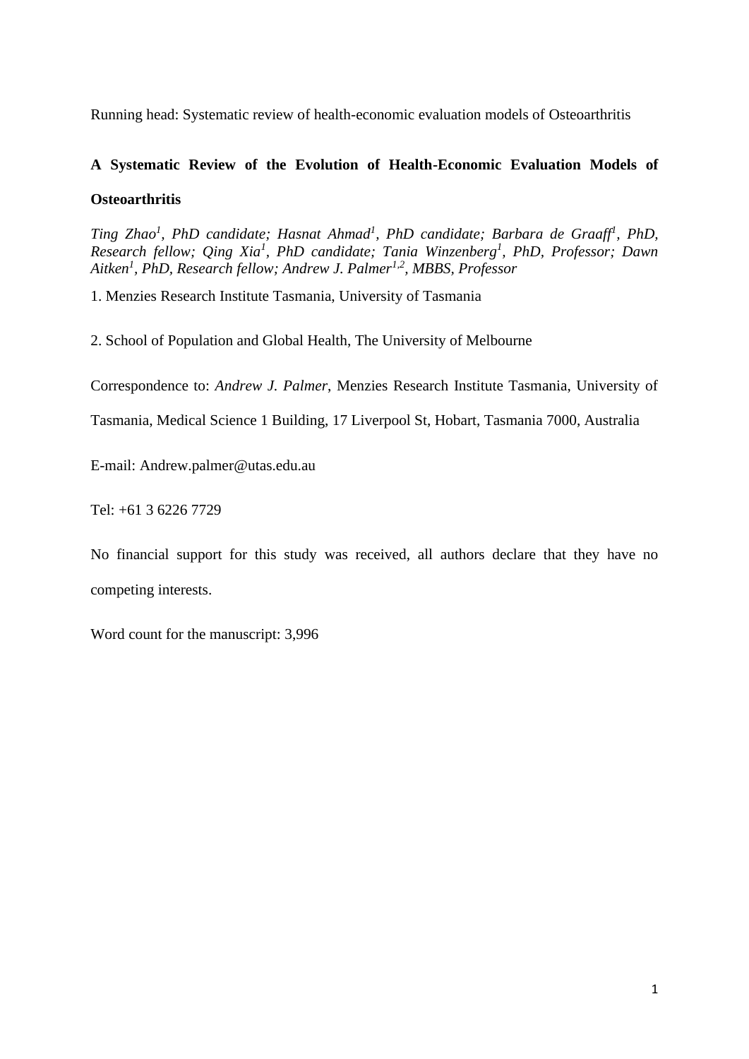Running head: Systematic review of health-economic evaluation models of Osteoarthritis

# A Systematic Review of the Evolution of Health-Economic Evaluation Models of Osteoarthritis

*Ting Zhao[1], PhD candidate; Hasnat Ahmad[1], PhD candidate; Barbara de Graaff[1], PhD, Research fellow; Qing Xia[1], PhD candidate; Tania Winzenberg[1], PhD, Professor; Dawn Aitken[1], PhD, Research fellow; Andrew J. Palmer[1,2], MBBS, Professor*

1. Menzies Research Institute Tasmania, University of Tasmania

2. School of Population and Global Health, The University of Melbourne

Correspondence to: *Andrew J. Palmer*, Menzies Research Institute Tasmania, University of Tasmania, Medical Science 1 Building, 17 Liverpool St, Hobart, Tasmania 7000, Australia

E-mail: Andrew.palmer@utas.edu.au

Tel: +61 3 6226 7729

No financial support for this study was received, all authors declare that they have no competing interests.

Word count for the manuscript: 3,996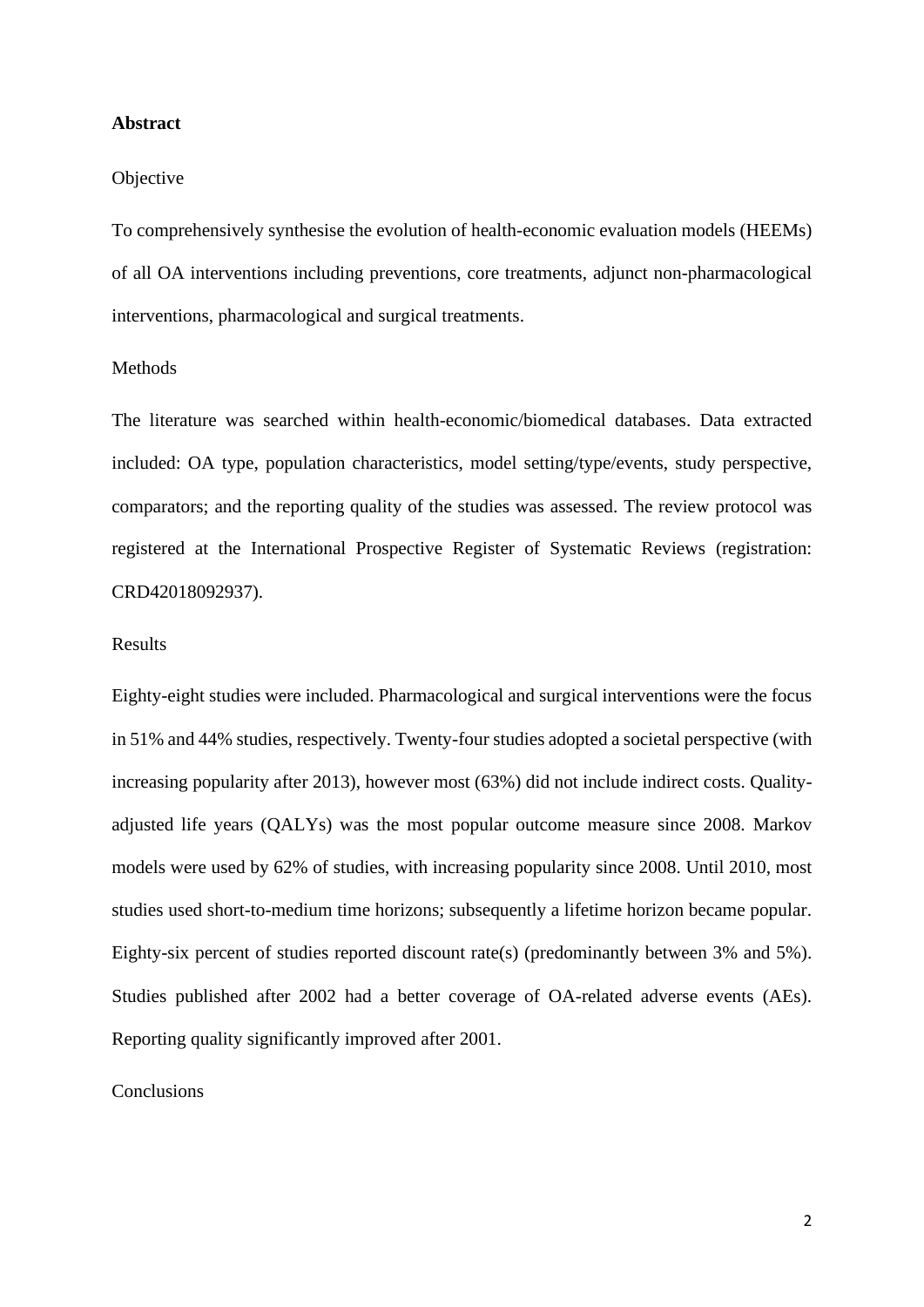## Abstract

Objective

To comprehensively synthesise the evolution of health-economic evaluation models (HEEMs) of all OA interventions including preventions, core treatments, adjunct non-pharmacological interventions, pharmacological and surgical treatments.

Methods

The literature was searched within health-economic/biomedical databases. Data extracted included: OA type, population characteristics, model setting/type/events, study perspective, comparators; and the reporting quality of the studies was assessed. The review protocol was registered at the International Prospective Register of Systematic Reviews (registration: CRD42018092937).

Results

Eighty-eight studies were included. Pharmacological and surgical interventions were the focus in 51% and 44% studies, respectively. Twenty-four studies adopted a societal perspective (with increasing popularity after 2013), however most (63%) did not include indirect costs. Quality-adjusted life years (QALYs) was the most popular outcome measure since 2008. Markov models were used by 62% of studies, with increasing popularity since 2008. Until 2010, most studies used short-to-medium time horizons; subsequently a lifetime horizon became popular. Eighty-six percent of studies reported discount rate(s) (predominantly between 3% and 5%). Studies published after 2002 had a better coverage of OA-related adverse events (AEs). Reporting quality significantly improved after 2001.

Conclusions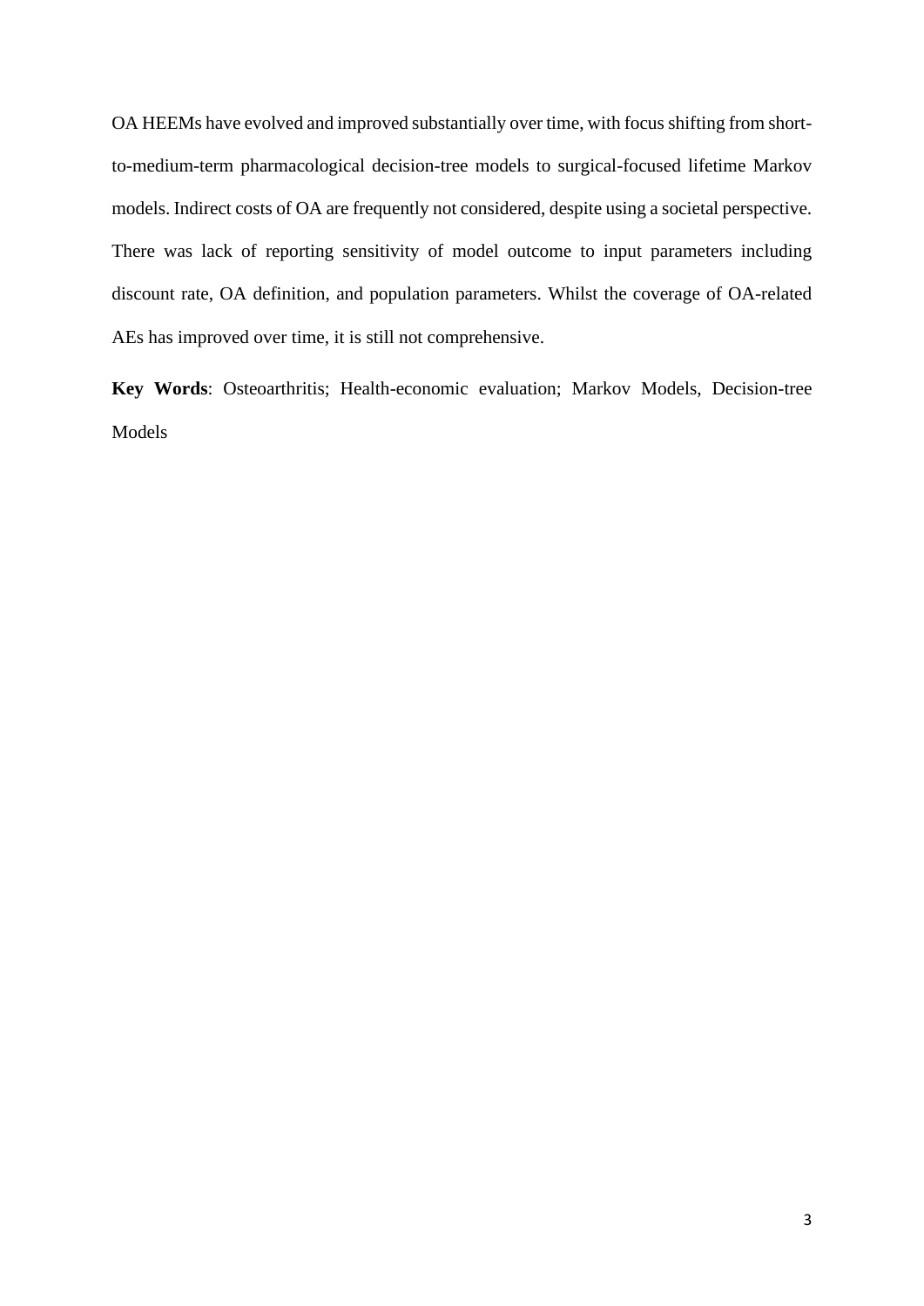OA HEEMs have evolved and improved substantially over time, with focus shifting from short-to-medium-term pharmacological decision-tree models to surgical-focused lifetime Markov models. Indirect costs of OA are frequently not considered, despite using a societal perspective. There was lack of reporting sensitivity of model outcome to input parameters including discount rate, OA definition, and population parameters. Whilst the coverage of OA-related AEs has improved over time, it is still not comprehensive.

**Key Words**: Osteoarthritis; Health-economic evaluation; Markov Models, Decision-tree Models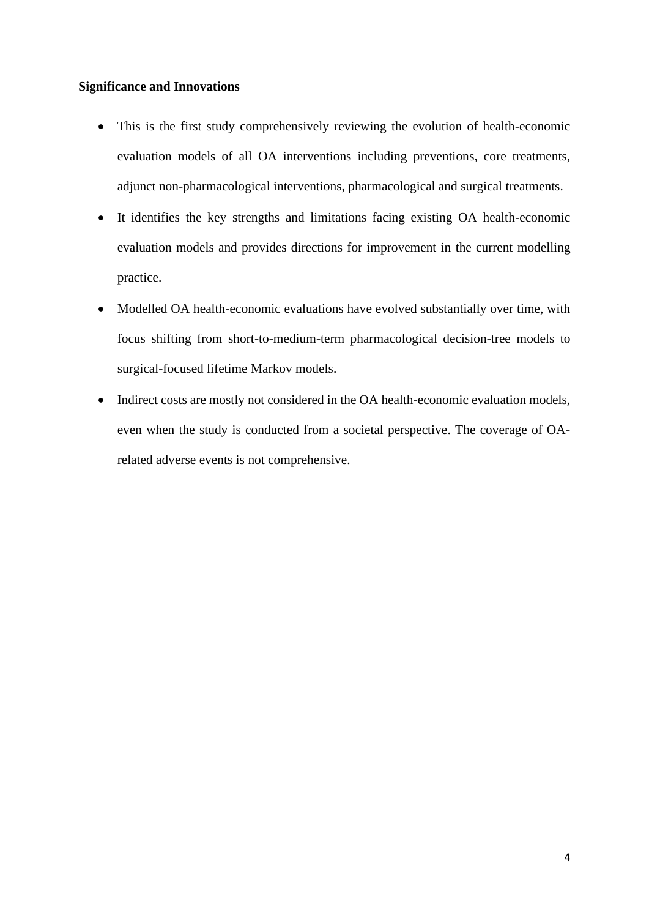**Significance and Innovations**

- This is the first study comprehensively reviewing the evolution of health-economic evaluation models of all OA interventions including preventions, core treatments, adjunct non-pharmacological interventions, pharmacological and surgical treatments.
- It identifies the key strengths and limitations facing existing OA health-economic evaluation models and provides directions for improvement in the current modelling practice.
- Modelled OA health-economic evaluations have evolved substantially over time, with focus shifting from short-to-medium-term pharmacological decision-tree models to surgical-focused lifetime Markov models.
- Indirect costs are mostly not considered in the OA health-economic evaluation models, even when the study is conducted from a societal perspective. The coverage of OA-related adverse events is not comprehensive.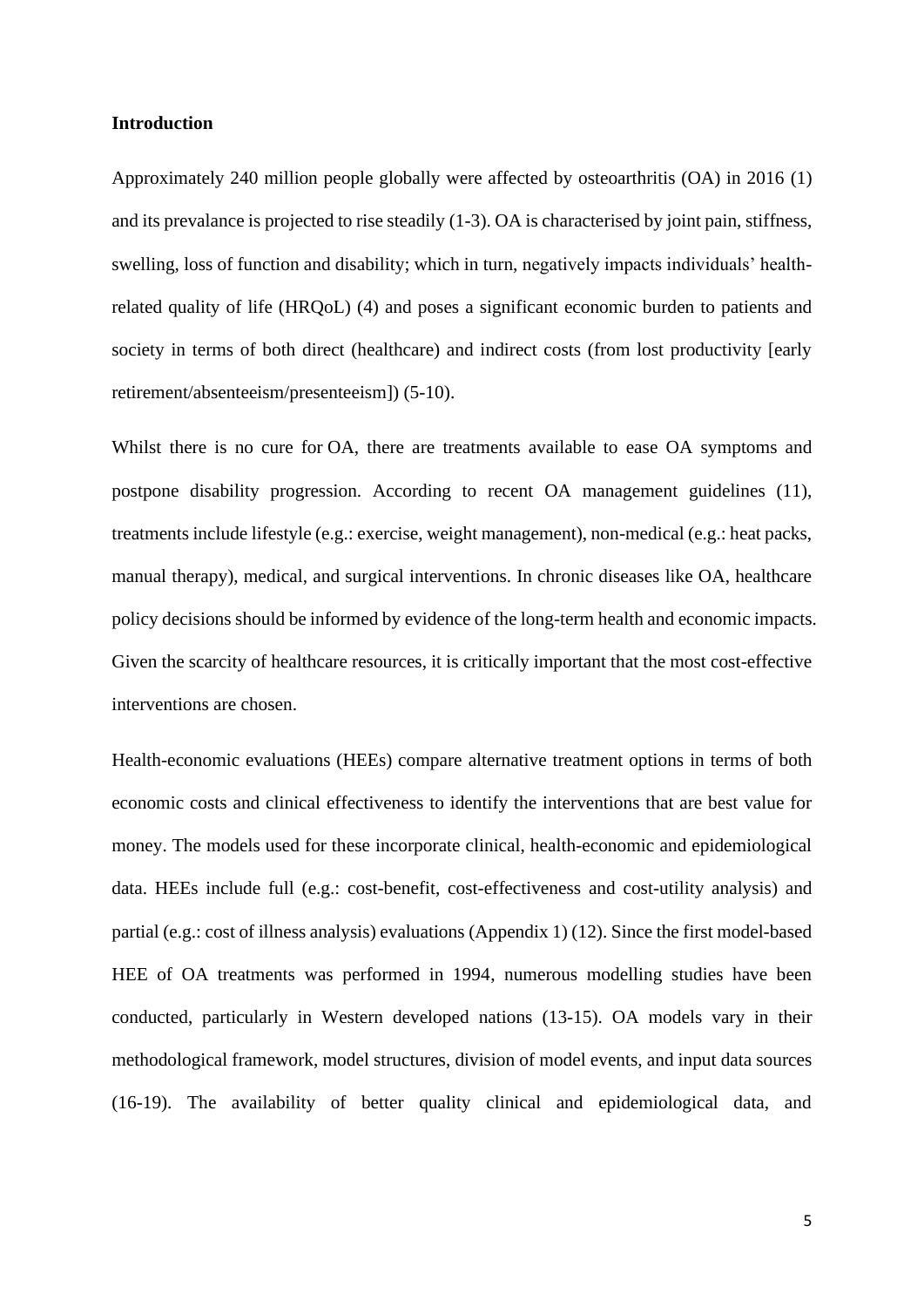**Introduction**

Approximately 240 million people globally were affected by osteoarthritis (OA) in 2016 (1) and its prevalance is projected to rise steadily (1-3). OA is characterised by joint pain, stiffness, swelling, loss of function and disability; which in turn, negatively impacts individuals' health-related quality of life (HRQoL) (4) and poses a significant economic burden to patients and society in terms of both direct (healthcare) and indirect costs (from lost productivity [early retirement/absenteeism/presenteeism]) (5-10).

Whilst there is no cure for OA, there are treatments available to ease OA symptoms and postpone disability progression. According to recent OA management guidelines (11), treatments include lifestyle (e.g.: exercise, weight management), non-medical (e.g.: heat packs, manual therapy), medical, and surgical interventions. In chronic diseases like OA, healthcare policy decisions should be informed by evidence of the long-term health and economic impacts. Given the scarcity of healthcare resources, it is critically important that the most cost-effective interventions are chosen.

Health-economic evaluations (HEEs) compare alternative treatment options in terms of both economic costs and clinical effectiveness to identify the interventions that are best value for money. The models used for these incorporate clinical, health-economic and epidemiological data. HEEs include full (e.g.: cost-benefit, cost-effectiveness and cost-utility analysis) and partial (e.g.: cost of illness analysis) evaluations (Appendix 1) (12). Since the first model-based HEE of OA treatments was performed in 1994, numerous modelling studies have been conducted, particularly in Western developed nations (13-15). OA models vary in their methodological framework, model structures, division of model events, and input data sources (16-19). The availability of better quality clinical and epidemiological data, and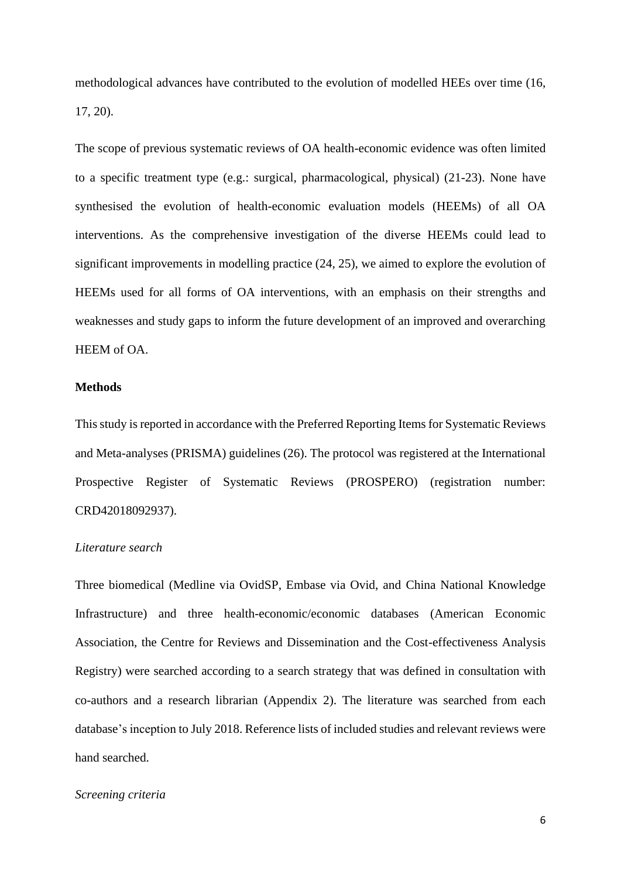methodological advances have contributed to the evolution of modelled HEEs over time (16, 17, 20).

The scope of previous systematic reviews of OA health-economic evidence was often limited to a specific treatment type (e.g.: surgical, pharmacological, physical) (21-23). None have synthesised the evolution of health-economic evaluation models (HEEMs) of all OA interventions. As the comprehensive investigation of the diverse HEEMs could lead to significant improvements in modelling practice (24, 25), we aimed to explore the evolution of HEEMs used for all forms of OA interventions, with an emphasis on their strengths and weaknesses and study gaps to inform the future development of an improved and overarching HEEM of OA.

## Methods

This study is reported in accordance with the Preferred Reporting Items for Systematic Reviews and Meta-analyses (PRISMA) guidelines (26). The protocol was registered at the International Prospective Register of Systematic Reviews (PROSPERO) (registration number: CRD42018092937).

### *Literature search*

Three biomedical (Medline via OvidSP, Embase via Ovid, and China National Knowledge Infrastructure) and three health-economic/economic databases (American Economic Association, the Centre for Reviews and Dissemination and the Cost-effectiveness Analysis Registry) were searched according to a search strategy that was defined in consultation with co-authors and a research librarian (Appendix 2). The literature was searched from each database's inception to July 2018. Reference lists of included studies and relevant reviews were hand searched.

### *Screening criteria*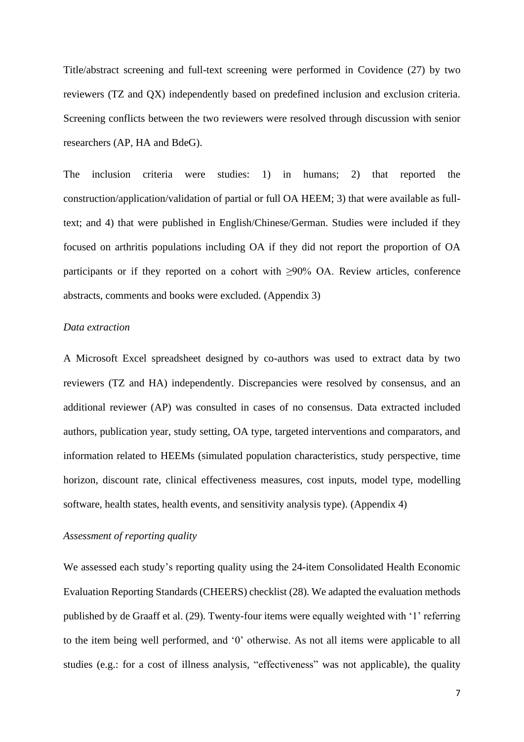Title/abstract screening and full-text screening were performed in Covidence (27) by two reviewers (TZ and QX) independently based on predefined inclusion and exclusion criteria. Screening conflicts between the two reviewers were resolved through discussion with senior researchers (AP, HA and BdeG).

The inclusion criteria were studies: 1) in humans; 2) that reported the construction/application/validation of partial or full OA HEEM; 3) that were available as full-text; and 4) that were published in English/Chinese/German. Studies were included if they focused on arthritis populations including OA if they did not report the proportion of OA participants or if they reported on a cohort with ≥90% OA. Review articles, conference abstracts, comments and books were excluded. (Appendix 3)

*Data extraction*

A Microsoft Excel spreadsheet designed by co-authors was used to extract data by two reviewers (TZ and HA) independently. Discrepancies were resolved by consensus, and an additional reviewer (AP) was consulted in cases of no consensus. Data extracted included authors, publication year, study setting, OA type, targeted interventions and comparators, and information related to HEEMs (simulated population characteristics, study perspective, time horizon, discount rate, clinical effectiveness measures, cost inputs, model type, modelling software, health states, health events, and sensitivity analysis type). (Appendix 4)

*Assessment of reporting quality*

We assessed each study's reporting quality using the 24-item Consolidated Health Economic Evaluation Reporting Standards (CHEERS) checklist (28). We adapted the evaluation methods published by de Graaff et al. (29). Twenty-four items were equally weighted with '1' referring to the item being well performed, and '0' otherwise. As not all items were applicable to all studies (e.g.: for a cost of illness analysis, "effectiveness" was not applicable), the quality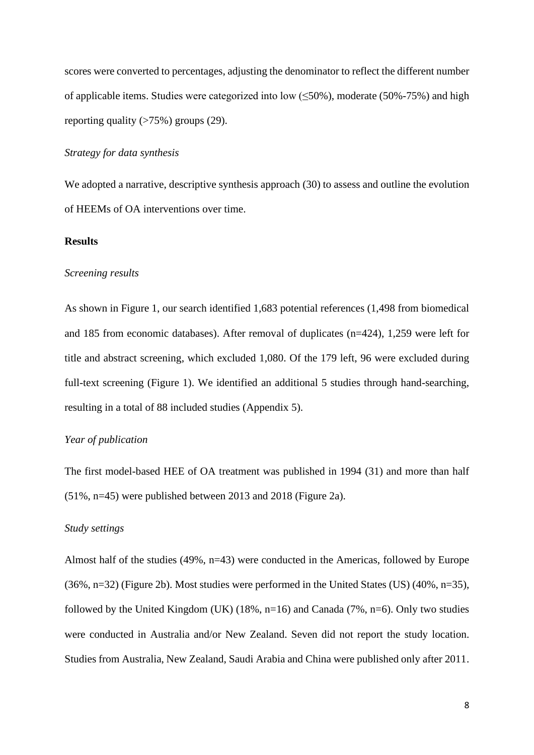scores were converted to percentages, adjusting the denominator to reflect the different number of applicable items. Studies were categorized into low (≤50%), moderate (50%-75%) and high reporting quality (>75%) groups (29).

*Strategy for data synthesis*

We adopted a narrative, descriptive synthesis approach (30) to assess and outline the evolution of HEEMs of OA interventions over time.

**Results**

*Screening results*

As shown in Figure 1, our search identified 1,683 potential references (1,498 from biomedical and 185 from economic databases). After removal of duplicates (n=424), 1,259 were left for title and abstract screening, which excluded 1,080. Of the 179 left, 96 were excluded during full-text screening (Figure 1). We identified an additional 5 studies through hand-searching, resulting in a total of 88 included studies (Appendix 5).

*Year of publication*

The first model-based HEE of OA treatment was published in 1994 (31) and more than half (51%, n=45) were published between 2013 and 2018 (Figure 2a).

*Study settings*

Almost half of the studies (49%, n=43) were conducted in the Americas, followed by Europe (36%, n=32) (Figure 2b). Most studies were performed in the United States (US) (40%, n=35), followed by the United Kingdom (UK) (18%, n=16) and Canada (7%, n=6). Only two studies were conducted in Australia and/or New Zealand. Seven did not report the study location. Studies from Australia, New Zealand, Saudi Arabia and China were published only after 2011.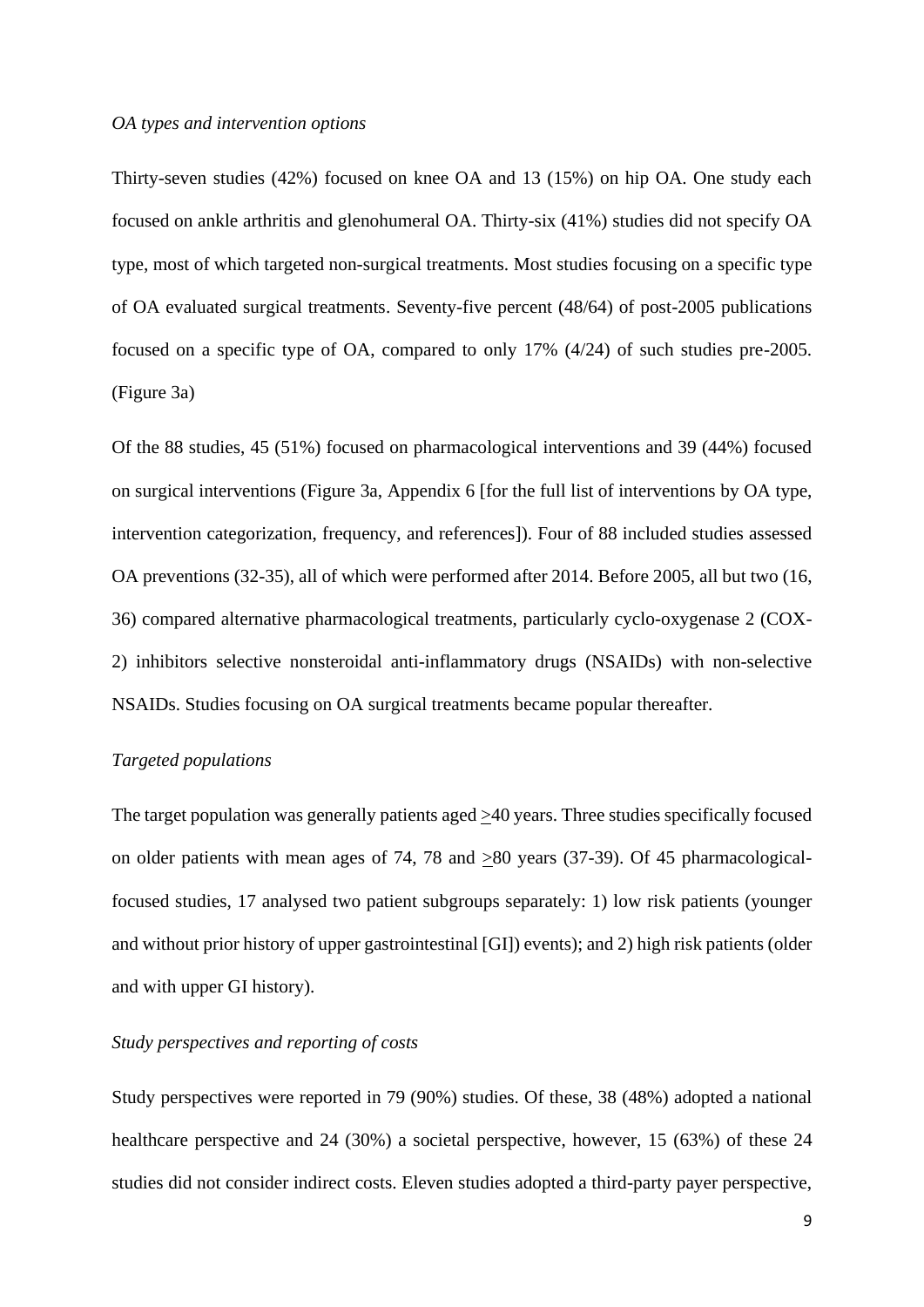*OA types and intervention options*

Thirty-seven studies (42%) focused on knee OA and 13 (15%) on hip OA. One study each focused on ankle arthritis and glenohumeral OA. Thirty-six (41%) studies did not specify OA type, most of which targeted non-surgical treatments. Most studies focusing on a specific type of OA evaluated surgical treatments. Seventy-five percent (48/64) of post-2005 publications focused on a specific type of OA, compared to only 17% (4/24) of such studies pre-2005. (Figure 3a)

Of the 88 studies, 45 (51%) focused on pharmacological interventions and 39 (44%) focused on surgical interventions (Figure 3a, Appendix 6 [for the full list of interventions by OA type, intervention categorization, frequency, and references]). Four of 88 included studies assessed OA preventions (32-35), all of which were performed after 2014. Before 2005, all but two (16, 36) compared alternative pharmacological treatments, particularly cyclo-oxygenase 2 (COX-2) inhibitors selective nonsteroidal anti-inflammatory drugs (NSAIDs) with non-selective NSAIDs. Studies focusing on OA surgical treatments became popular thereafter.

*Targeted populations*

The target population was generally patients aged ≥40 years. Three studies specifically focused on older patients with mean ages of 74, 78 and ≥80 years (37-39). Of 45 pharmacological-focused studies, 17 analysed two patient subgroups separately: 1) low risk patients (younger and without prior history of upper gastrointestinal [GI]) events); and 2) high risk patients (older and with upper GI history).

*Study perspectives and reporting of costs*

Study perspectives were reported in 79 (90%) studies. Of these, 38 (48%) adopted a national healthcare perspective and 24 (30%) a societal perspective, however, 15 (63%) of these 24 studies did not consider indirect costs. Eleven studies adopted a third-party payer perspective,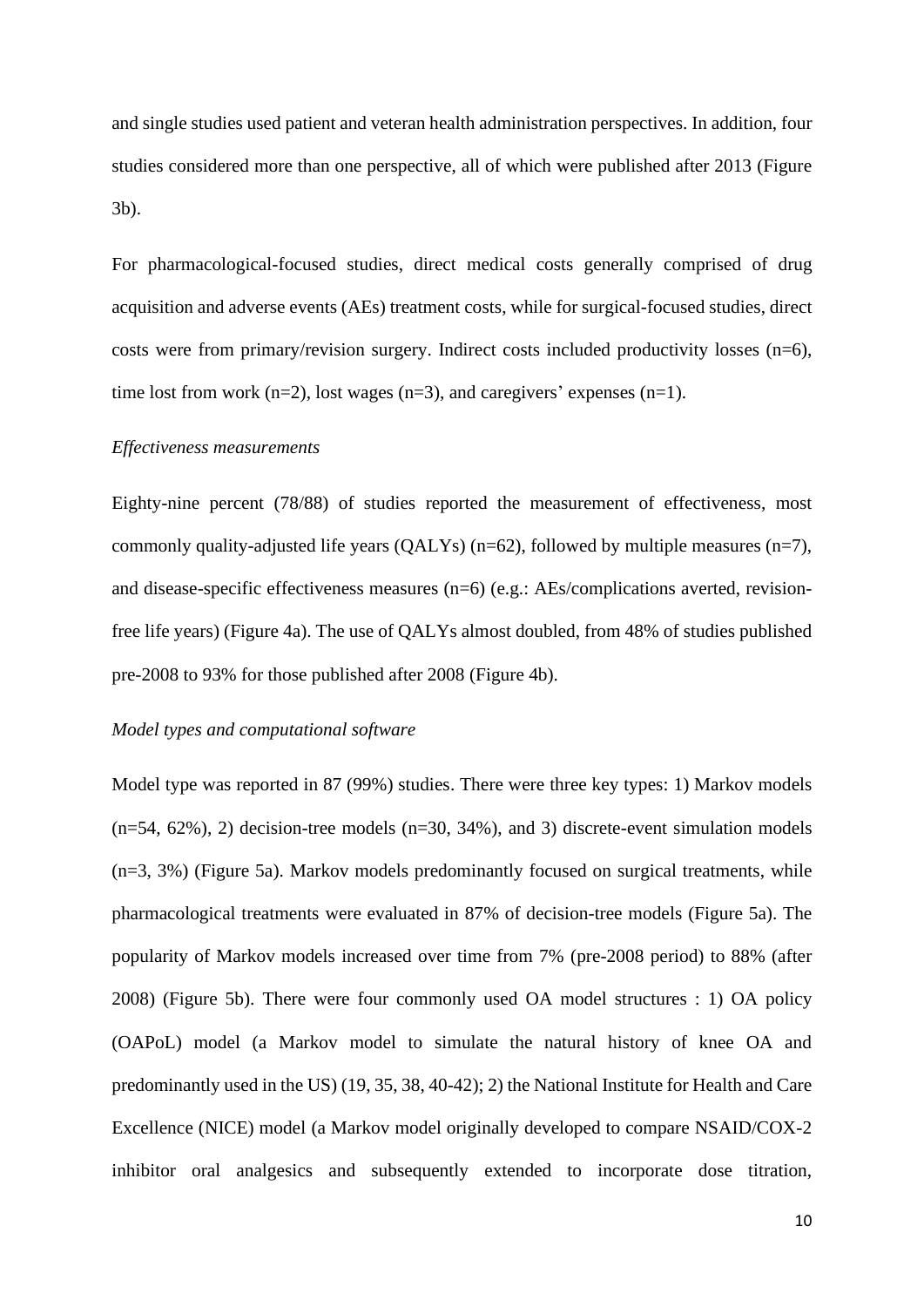and single studies used patient and veteran health administration perspectives. In addition, four studies considered more than one perspective, all of which were published after 2013 (Figure 3b).

For pharmacological-focused studies, direct medical costs generally comprised of drug acquisition and adverse events (AEs) treatment costs, while for surgical-focused studies, direct costs were from primary/revision surgery. Indirect costs included productivity losses (n=6), time lost from work (n=2), lost wages (n=3), and caregivers' expenses (n=1).

*Effectiveness measurements*

Eighty-nine percent (78/88) of studies reported the measurement of effectiveness, most commonly quality-adjusted life years (QALYs) (n=62), followed by multiple measures (n=7), and disease-specific effectiveness measures (n=6) (e.g.: AEs/complications averted, revision-free life years) (Figure 4a). The use of QALYs almost doubled, from 48% of studies published pre-2008 to 93% for those published after 2008 (Figure 4b).

*Model types and computational software*

Model type was reported in 87 (99%) studies. There were three key types: 1) Markov models (n=54, 62%), 2) decision-tree models (n=30, 34%), and 3) discrete-event simulation models (n=3, 3%) (Figure 5a). Markov models predominantly focused on surgical treatments, while pharmacological treatments were evaluated in 87% of decision-tree models (Figure 5a). The popularity of Markov models increased over time from 7% (pre-2008 period) to 88% (after 2008) (Figure 5b). There were four commonly used OA model structures : 1) OA policy (OAPoL) model (a Markov model to simulate the natural history of knee OA and predominantly used in the US) (19, 35, 38, 40-42); 2) the National Institute for Health and Care Excellence (NICE) model (a Markov model originally developed to compare NSAID/COX-2 inhibitor oral analgesics and subsequently extended to incorporate dose titration,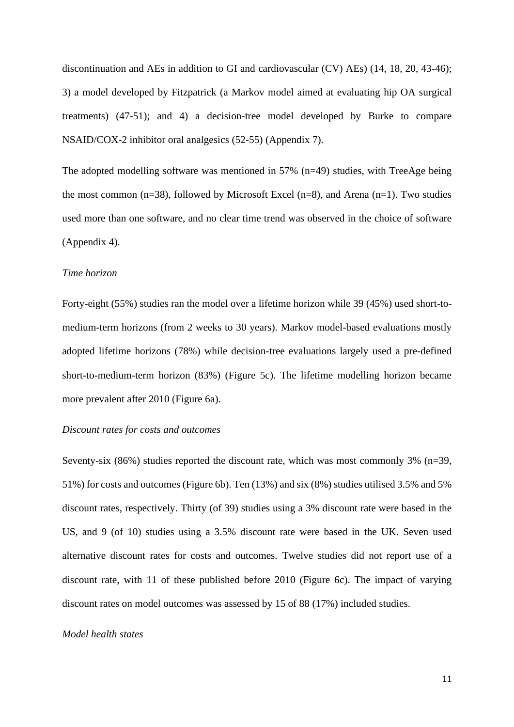discontinuation and AEs in addition to GI and cardiovascular (CV) AEs) (14, 18, 20, 43-46); 3) a model developed by Fitzpatrick (a Markov model aimed at evaluating hip OA surgical treatments) (47-51); and 4) a decision-tree model developed by Burke to compare NSAID/COX-2 inhibitor oral analgesics (52-55) (Appendix 7).

The adopted modelling software was mentioned in 57% (n=49) studies, with TreeAge being the most common (n=38), followed by Microsoft Excel (n=8), and Arena (n=1). Two studies used more than one software, and no clear time trend was observed in the choice of software (Appendix 4).

*Time horizon*

Forty-eight (55%) studies ran the model over a lifetime horizon while 39 (45%) used short-to-medium-term horizons (from 2 weeks to 30 years). Markov model-based evaluations mostly adopted lifetime horizons (78%) while decision-tree evaluations largely used a pre-defined short-to-medium-term horizon (83%) (Figure 5c). The lifetime modelling horizon became more prevalent after 2010 (Figure 6a).

*Discount rates for costs and outcomes*

Seventy-six (86%) studies reported the discount rate, which was most commonly 3% (n=39, 51%) for costs and outcomes (Figure 6b). Ten (13%) and six (8%) studies utilised 3.5% and 5% discount rates, respectively. Thirty (of 39) studies using a 3% discount rate were based in the US, and 9 (of 10) studies using a 3.5% discount rate were based in the UK. Seven used alternative discount rates for costs and outcomes. Twelve studies did not report use of a discount rate, with 11 of these published before 2010 (Figure 6c). The impact of varying discount rates on model outcomes was assessed by 15 of 88 (17%) included studies.

*Model health states*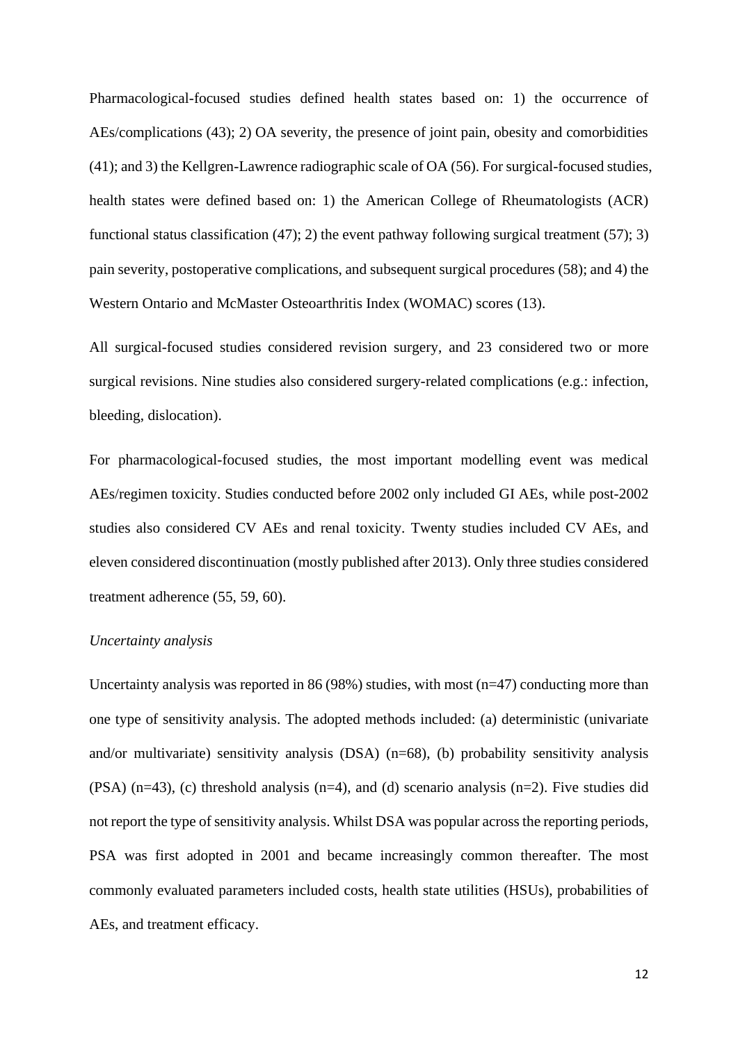Pharmacological-focused studies defined health states based on: 1) the occurrence of AEs/complications (43); 2) OA severity, the presence of joint pain, obesity and comorbidities (41); and 3) the Kellgren-Lawrence radiographic scale of OA (56). For surgical-focused studies, health states were defined based on: 1) the American College of Rheumatologists (ACR) functional status classification (47); 2) the event pathway following surgical treatment (57); 3) pain severity, postoperative complications, and subsequent surgical procedures (58); and 4) the Western Ontario and McMaster Osteoarthritis Index (WOMAC) scores (13).

All surgical-focused studies considered revision surgery, and 23 considered two or more surgical revisions. Nine studies also considered surgery-related complications (e.g.: infection, bleeding, dislocation).

For pharmacological-focused studies, the most important modelling event was medical AEs/regimen toxicity. Studies conducted before 2002 only included GI AEs, while post-2002 studies also considered CV AEs and renal toxicity. Twenty studies included CV AEs, and eleven considered discontinuation (mostly published after 2013). Only three studies considered treatment adherence (55, 59, 60).

*Uncertainty analysis*

Uncertainty analysis was reported in 86 (98%) studies, with most (n=47) conducting more than one type of sensitivity analysis. The adopted methods included: (a) deterministic (univariate and/or multivariate) sensitivity analysis (DSA) (n=68), (b) probability sensitivity analysis (PSA) (n=43), (c) threshold analysis (n=4), and (d) scenario analysis (n=2). Five studies did not report the type of sensitivity analysis. Whilst DSA was popular across the reporting periods, PSA was first adopted in 2001 and became increasingly common thereafter. The most commonly evaluated parameters included costs, health state utilities (HSUs), probabilities of AEs, and treatment efficacy.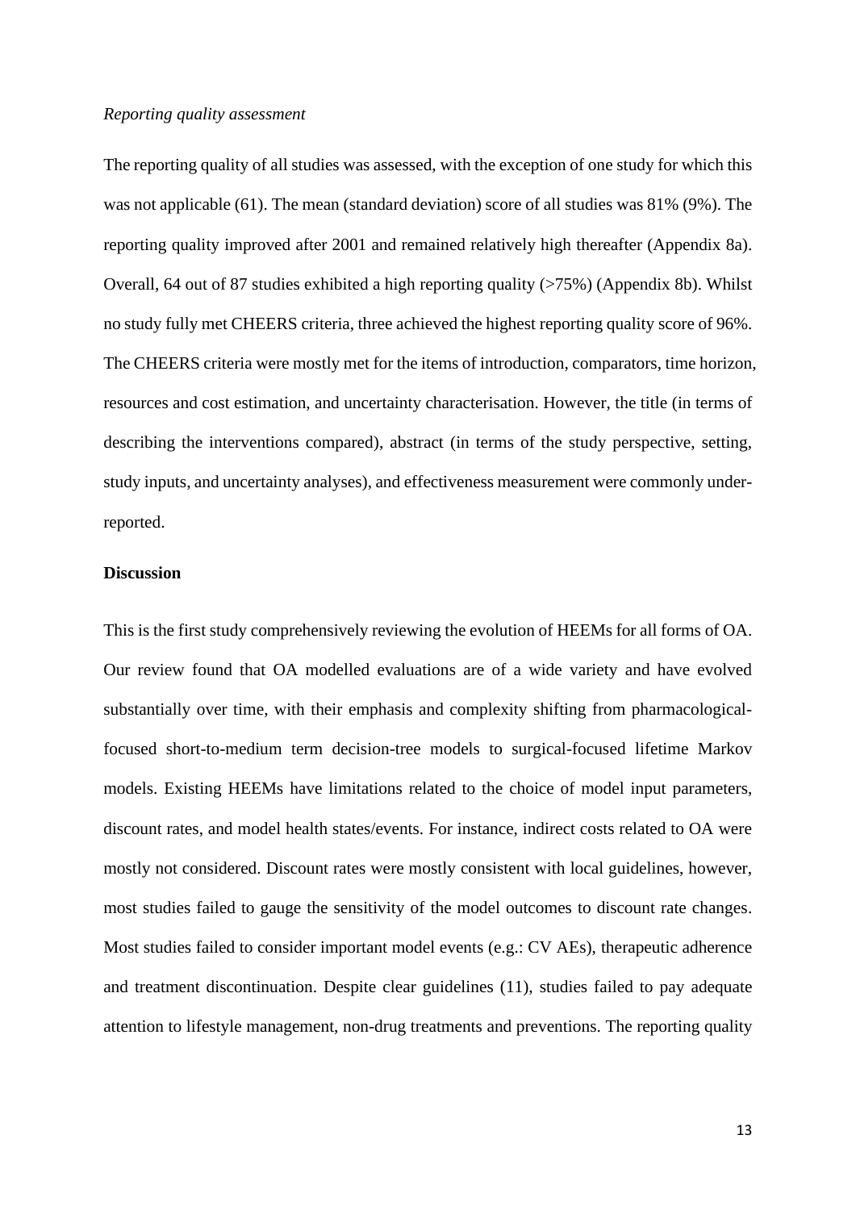*Reporting quality assessment*

The reporting quality of all studies was assessed, with the exception of one study for which this was not applicable (61). The mean (standard deviation) score of all studies was 81% (9%). The reporting quality improved after 2001 and remained relatively high thereafter (Appendix 8a). Overall, 64 out of 87 studies exhibited a high reporting quality (>75%) (Appendix 8b). Whilst no study fully met CHEERS criteria, three achieved the highest reporting quality score of 96%. The CHEERS criteria were mostly met for the items of introduction, comparators, time horizon, resources and cost estimation, and uncertainty characterisation. However, the title (in terms of describing the interventions compared), abstract (in terms of the study perspective, setting, study inputs, and uncertainty analyses), and effectiveness measurement were commonly under-reported.

## Discussion

This is the first study comprehensively reviewing the evolution of HEEMs for all forms of OA. Our review found that OA modelled evaluations are of a wide variety and have evolved substantially over time, with their emphasis and complexity shifting from pharmacological-focused short-to-medium term decision-tree models to surgical-focused lifetime Markov models. Existing HEEMs have limitations related to the choice of model input parameters, discount rates, and model health states/events. For instance, indirect costs related to OA were mostly not considered. Discount rates were mostly consistent with local guidelines, however, most studies failed to gauge the sensitivity of the model outcomes to discount rate changes. Most studies failed to consider important model events (e.g.: CV AEs), therapeutic adherence and treatment discontinuation. Despite clear guidelines (11), studies failed to pay adequate attention to lifestyle management, non-drug treatments and preventions. The reporting quality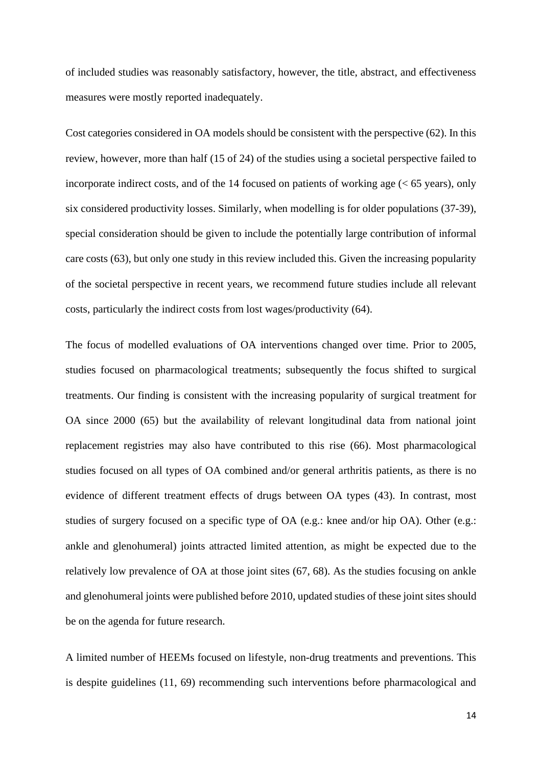of included studies was reasonably satisfactory, however, the title, abstract, and effectiveness measures were mostly reported inadequately.

Cost categories considered in OA models should be consistent with the perspective (62). In this review, however, more than half (15 of 24) of the studies using a societal perspective failed to incorporate indirect costs, and of the 14 focused on patients of working age (< 65 years), only six considered productivity losses. Similarly, when modelling is for older populations (37-39), special consideration should be given to include the potentially large contribution of informal care costs (63), but only one study in this review included this. Given the increasing popularity of the societal perspective in recent years, we recommend future studies include all relevant costs, particularly the indirect costs from lost wages/productivity (64).

The focus of modelled evaluations of OA interventions changed over time. Prior to 2005, studies focused on pharmacological treatments; subsequently the focus shifted to surgical treatments. Our finding is consistent with the increasing popularity of surgical treatment for OA since 2000 (65) but the availability of relevant longitudinal data from national joint replacement registries may also have contributed to this rise (66). Most pharmacological studies focused on all types of OA combined and/or general arthritis patients, as there is no evidence of different treatment effects of drugs between OA types (43). In contrast, most studies of surgery focused on a specific type of OA (e.g.: knee and/or hip OA). Other (e.g.: ankle and glenohumeral) joints attracted limited attention, as might be expected due to the relatively low prevalence of OA at those joint sites (67, 68). As the studies focusing on ankle and glenohumeral joints were published before 2010, updated studies of these joint sites should be on the agenda for future research.

A limited number of HEEMs focused on lifestyle, non-drug treatments and preventions. This is despite guidelines (11, 69) recommending such interventions before pharmacological and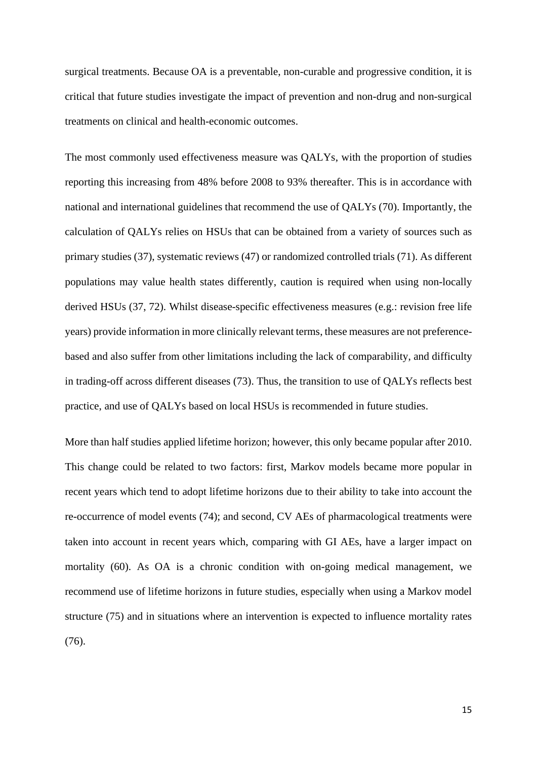surgical treatments. Because OA is a preventable, non-curable and progressive condition, it is critical that future studies investigate the impact of prevention and non-drug and non-surgical treatments on clinical and health-economic outcomes.

The most commonly used effectiveness measure was QALYs, with the proportion of studies reporting this increasing from 48% before 2008 to 93% thereafter. This is in accordance with national and international guidelines that recommend the use of QALYs (70). Importantly, the calculation of QALYs relies on HSUs that can be obtained from a variety of sources such as primary studies (37), systematic reviews (47) or randomized controlled trials (71). As different populations may value health states differently, caution is required when using non-locally derived HSUs (37, 72). Whilst disease-specific effectiveness measures (e.g.: revision free life years) provide information in more clinically relevant terms, these measures are not preference-based and also suffer from other limitations including the lack of comparability, and difficulty in trading-off across different diseases (73). Thus, the transition to use of QALYs reflects best practice, and use of QALYs based on local HSUs is recommended in future studies.

More than half studies applied lifetime horizon; however, this only became popular after 2010. This change could be related to two factors: first, Markov models became more popular in recent years which tend to adopt lifetime horizons due to their ability to take into account the re-occurrence of model events (74); and second, CV AEs of pharmacological treatments were taken into account in recent years which, comparing with GI AEs, have a larger impact on mortality (60). As OA is a chronic condition with on-going medical management, we recommend use of lifetime horizons in future studies, especially when using a Markov model structure (75) and in situations where an intervention is expected to influence mortality rates (76).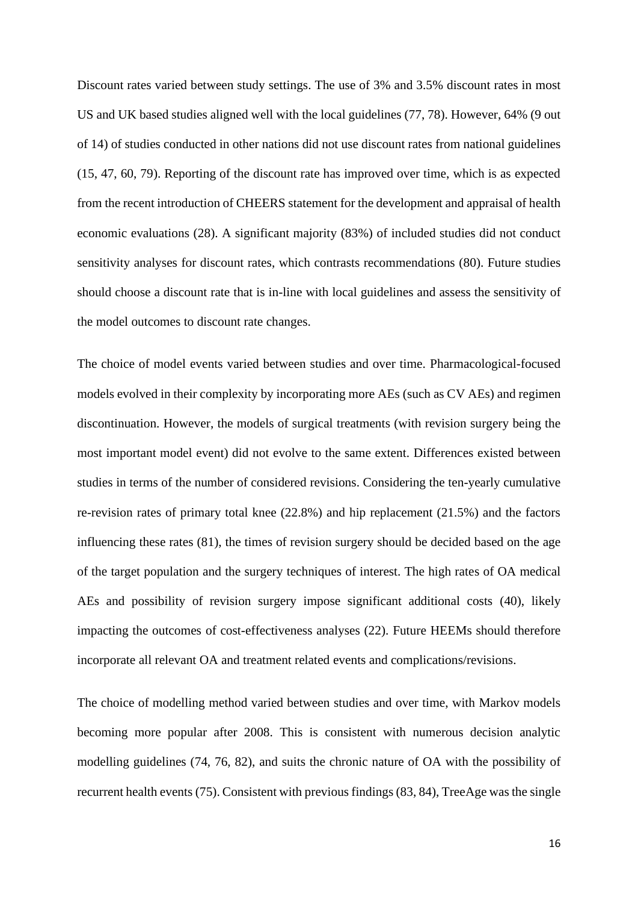Discount rates varied between study settings. The use of 3% and 3.5% discount rates in most US and UK based studies aligned well with the local guidelines (77, 78). However, 64% (9 out of 14) of studies conducted in other nations did not use discount rates from national guidelines (15, 47, 60, 79). Reporting of the discount rate has improved over time, which is as expected from the recent introduction of CHEERS statement for the development and appraisal of health economic evaluations (28). A significant majority (83%) of included studies did not conduct sensitivity analyses for discount rates, which contrasts recommendations (80). Future studies should choose a discount rate that is in-line with local guidelines and assess the sensitivity of the model outcomes to discount rate changes.

The choice of model events varied between studies and over time. Pharmacological-focused models evolved in their complexity by incorporating more AEs (such as CV AEs) and regimen discontinuation. However, the models of surgical treatments (with revision surgery being the most important model event) did not evolve to the same extent. Differences existed between studies in terms of the number of considered revisions. Considering the ten-yearly cumulative re-revision rates of primary total knee (22.8%) and hip replacement (21.5%) and the factors influencing these rates (81), the times of revision surgery should be decided based on the age of the target population and the surgery techniques of interest. The high rates of OA medical AEs and possibility of revision surgery impose significant additional costs (40), likely impacting the outcomes of cost-effectiveness analyses (22). Future HEEMs should therefore incorporate all relevant OA and treatment related events and complications/revisions.

The choice of modelling method varied between studies and over time, with Markov models becoming more popular after 2008. This is consistent with numerous decision analytic modelling guidelines (74, 76, 82), and suits the chronic nature of OA with the possibility of recurrent health events (75). Consistent with previous findings (83, 84), TreeAge was the single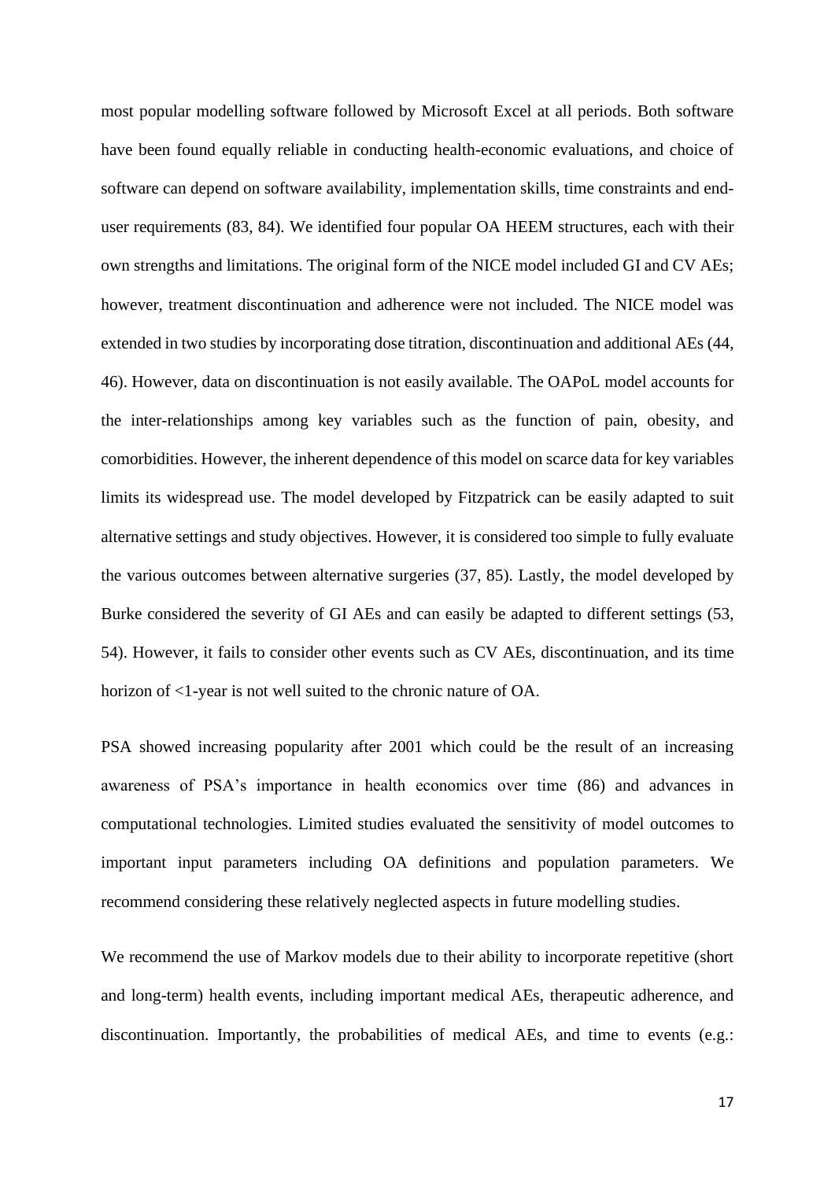most popular modelling software followed by Microsoft Excel at all periods. Both software have been found equally reliable in conducting health-economic evaluations, and choice of software can depend on software availability, implementation skills, time constraints and end-user requirements (83, 84). We identified four popular OA HEEM structures, each with their own strengths and limitations. The original form of the NICE model included GI and CV AEs; however, treatment discontinuation and adherence were not included. The NICE model was extended in two studies by incorporating dose titration, discontinuation and additional AEs (44, 46). However, data on discontinuation is not easily available. The OAPoL model accounts for the inter-relationships among key variables such as the function of pain, obesity, and comorbidities. However, the inherent dependence of this model on scarce data for key variables limits its widespread use. The model developed by Fitzpatrick can be easily adapted to suit alternative settings and study objectives. However, it is considered too simple to fully evaluate the various outcomes between alternative surgeries (37, 85). Lastly, the model developed by Burke considered the severity of GI AEs and can easily be adapted to different settings (53, 54). However, it fails to consider other events such as CV AEs, discontinuation, and its time horizon of <1-year is not well suited to the chronic nature of OA.

PSA showed increasing popularity after 2001 which could be the result of an increasing awareness of PSA's importance in health economics over time (86) and advances in computational technologies. Limited studies evaluated the sensitivity of model outcomes to important input parameters including OA definitions and population parameters. We recommend considering these relatively neglected aspects in future modelling studies.

We recommend the use of Markov models due to their ability to incorporate repetitive (short and long-term) health events, including important medical AEs, therapeutic adherence, and discontinuation. Importantly, the probabilities of medical AEs, and time to events (e.g.: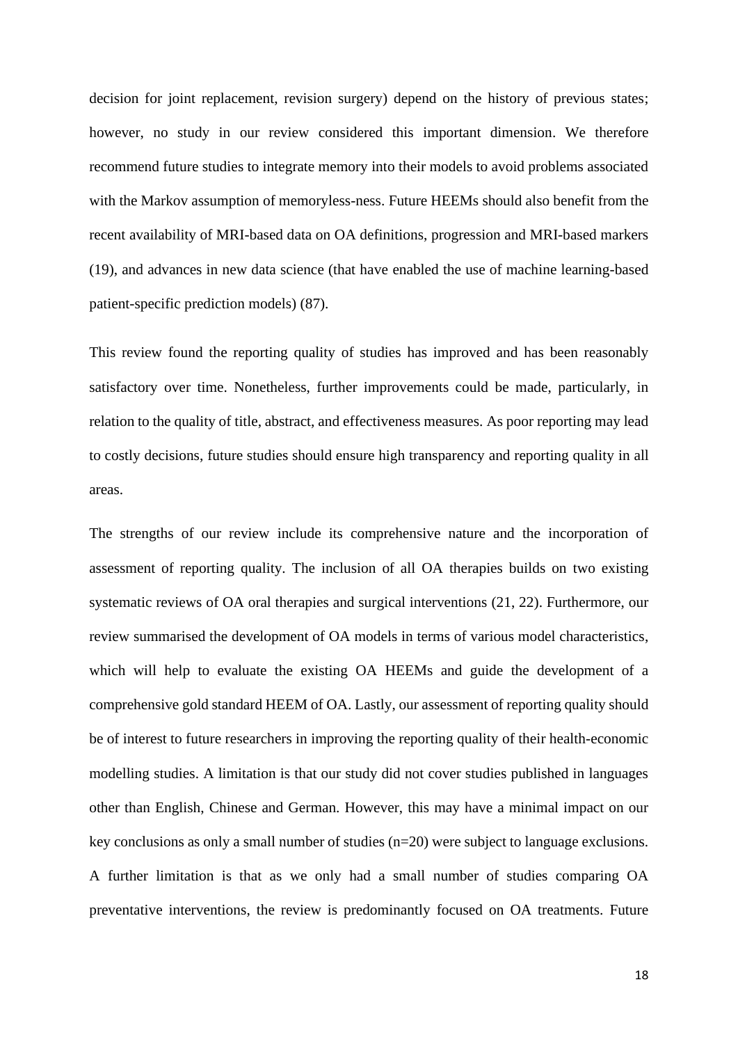decision for joint replacement, revision surgery) depend on the history of previous states; however, no study in our review considered this important dimension. We therefore recommend future studies to integrate memory into their models to avoid problems associated with the Markov assumption of memoryless-ness. Future HEEMs should also benefit from the recent availability of MRI-based data on OA definitions, progression and MRI-based markers (19), and advances in new data science (that have enabled the use of machine learning-based patient-specific prediction models) (87).

This review found the reporting quality of studies has improved and has been reasonably satisfactory over time. Nonetheless, further improvements could be made, particularly, in relation to the quality of title, abstract, and effectiveness measures. As poor reporting may lead to costly decisions, future studies should ensure high transparency and reporting quality in all areas.

The strengths of our review include its comprehensive nature and the incorporation of assessment of reporting quality. The inclusion of all OA therapies builds on two existing systematic reviews of OA oral therapies and surgical interventions (21, 22). Furthermore, our review summarised the development of OA models in terms of various model characteristics, which will help to evaluate the existing OA HEEMs and guide the development of a comprehensive gold standard HEEM of OA. Lastly, our assessment of reporting quality should be of interest to future researchers in improving the reporting quality of their health-economic modelling studies. A limitation is that our study did not cover studies published in languages other than English, Chinese and German. However, this may have a minimal impact on our key conclusions as only a small number of studies (n=20) were subject to language exclusions. A further limitation is that as we only had a small number of studies comparing OA preventative interventions, the review is predominantly focused on OA treatments. Future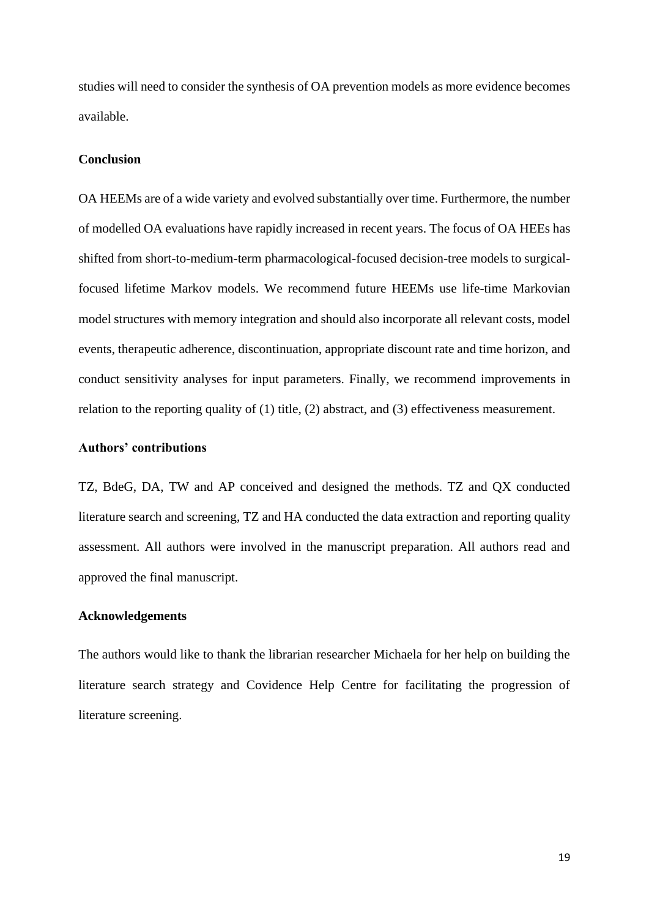studies will need to consider the synthesis of OA prevention models as more evidence becomes available.

## Conclusion

OA HEEMs are of a wide variety and evolved substantially over time. Furthermore, the number of modelled OA evaluations have rapidly increased in recent years. The focus of OA HEEs has shifted from short-to-medium-term pharmacological-focused decision-tree models to surgical-focused lifetime Markov models. We recommend future HEEMs use life-time Markovian model structures with memory integration and should also incorporate all relevant costs, model events, therapeutic adherence, discontinuation, appropriate discount rate and time horizon, and conduct sensitivity analyses for input parameters. Finally, we recommend improvements in relation to the reporting quality of (1) title, (2) abstract, and (3) effectiveness measurement.

## Authors' contributions

TZ, BdeG, DA, TW and AP conceived and designed the methods. TZ and QX conducted literature search and screening, TZ and HA conducted the data extraction and reporting quality assessment. All authors were involved in the manuscript preparation. All authors read and approved the final manuscript.

## Acknowledgements

The authors would like to thank the librarian researcher Michaela for her help on building the literature search strategy and Covidence Help Centre for facilitating the progression of literature screening.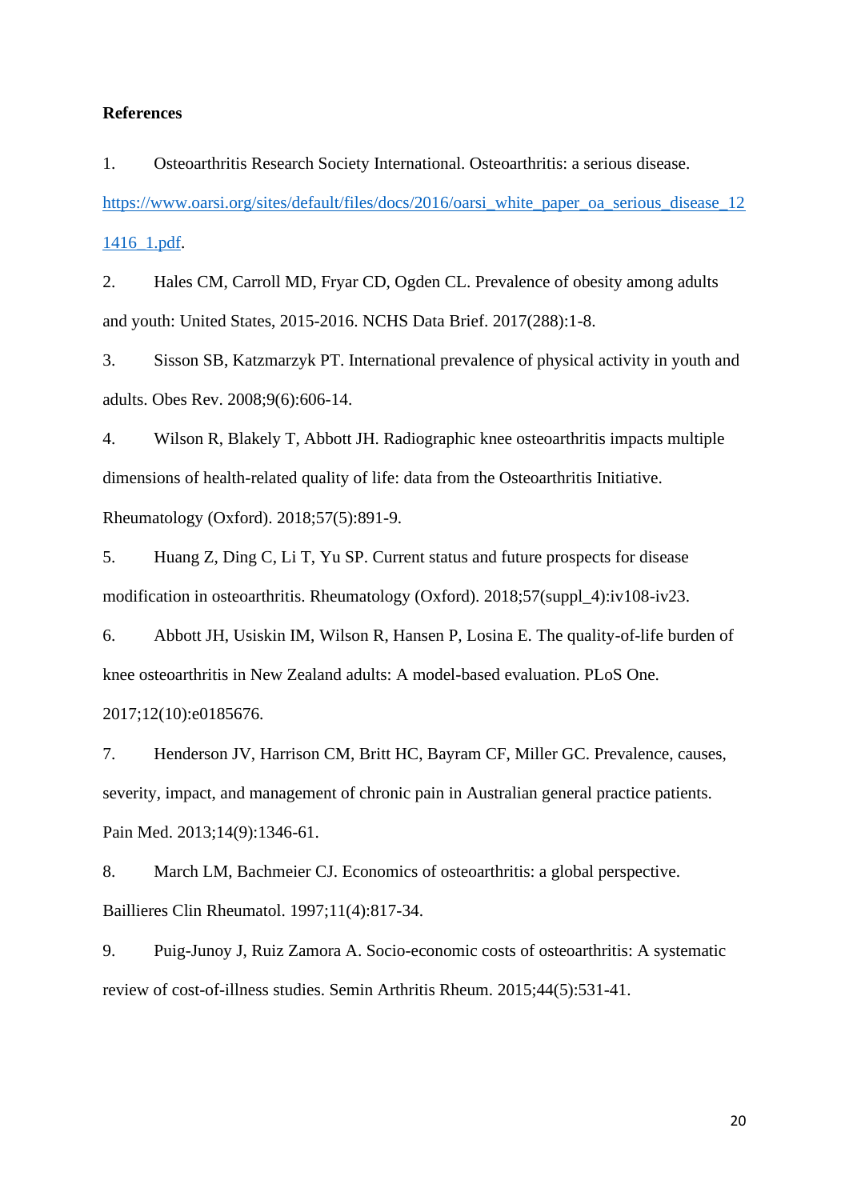**References**

1. Osteoarthritis Research Society International. Osteoarthritis: a serious disease. [https://www.oarsi.org/sites/default/files/docs/2016/oarsi_white_paper_oa_serious_disease_121416_1.pdf](https://www.oarsi.org/sites/default/files/docs/2016/oarsi_white_paper_oa_serious_disease_121416_1.pdf).

2. Hales CM, Carroll MD, Fryar CD, Ogden CL. Prevalence of obesity among adults and youth: United States, 2015-2016. NCHS Data Brief. 2017(288):1-8.

3. Sisson SB, Katzmarzyk PT. International prevalence of physical activity in youth and adults. Obes Rev. 2008;9(6):606-14.

4. Wilson R, Blakely T, Abbott JH. Radiographic knee osteoarthritis impacts multiple dimensions of health-related quality of life: data from the Osteoarthritis Initiative. Rheumatology (Oxford). 2018;57(5):891-9.

5. Huang Z, Ding C, Li T, Yu SP. Current status and future prospects for disease modification in osteoarthritis. Rheumatology (Oxford). 2018;57(suppl_4):iv108-iv23.

6. Abbott JH, Usiskin IM, Wilson R, Hansen P, Losina E. The quality-of-life burden of knee osteoarthritis in New Zealand adults: A model-based evaluation. PLoS One. 2017;12(10):e0185676.

7. Henderson JV, Harrison CM, Britt HC, Bayram CF, Miller GC. Prevalence, causes, severity, impact, and management of chronic pain in Australian general practice patients. Pain Med. 2013;14(9):1346-61.

8. March LM, Bachmeier CJ. Economics of osteoarthritis: a global perspective. Baillieres Clin Rheumatol. 1997;11(4):817-34.

9. Puig-Junoy J, Ruiz Zamora A. Socio-economic costs of osteoarthritis: A systematic review of cost-of-illness studies. Semin Arthritis Rheum. 2015;44(5):531-41.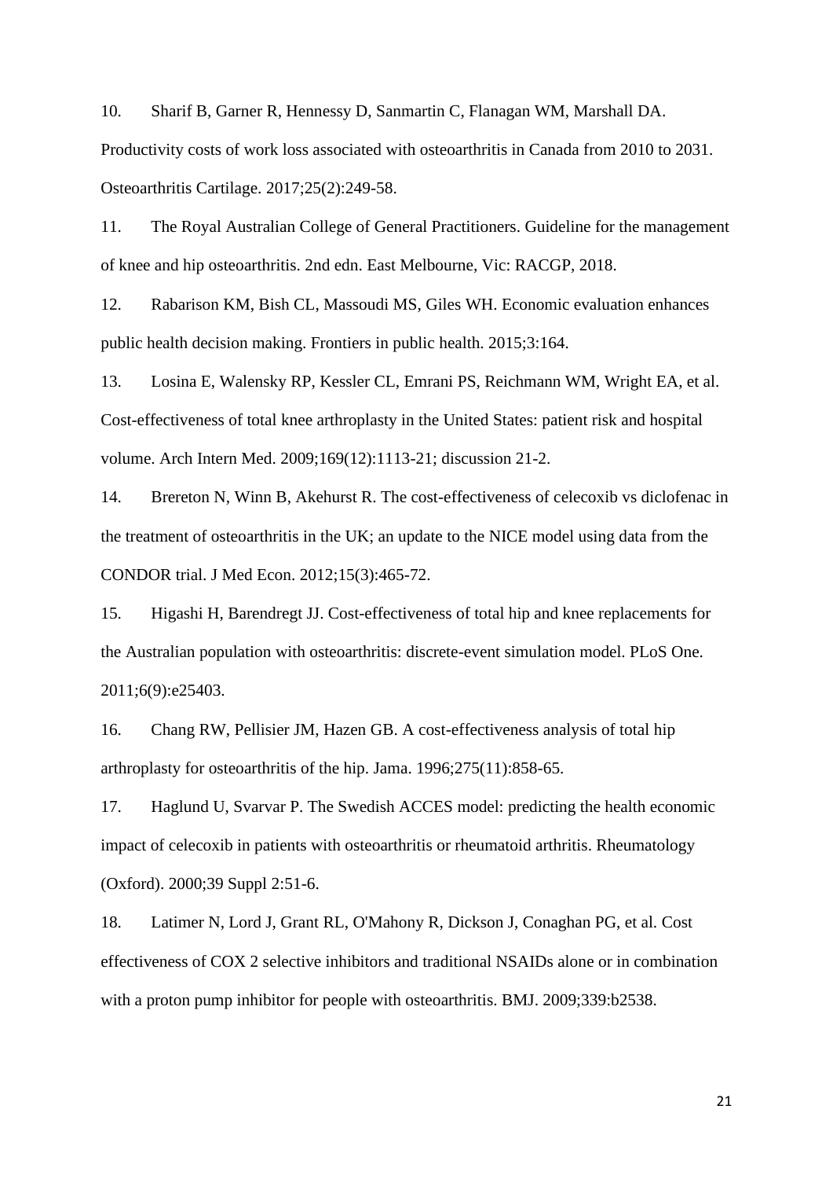10. Sharif B, Garner R, Hennessy D, Sanmartin C, Flanagan WM, Marshall DA. Productivity costs of work loss associated with osteoarthritis in Canada from 2010 to 2031. Osteoarthritis Cartilage. 2017;25(2):249-58.

11. The Royal Australian College of General Practitioners. Guideline for the management of knee and hip osteoarthritis. 2nd edn. East Melbourne, Vic: RACGP, 2018.

12. Rabarison KM, Bish CL, Massoudi MS, Giles WH. Economic evaluation enhances public health decision making. Frontiers in public health. 2015;3:164.

13. Losina E, Walensky RP, Kessler CL, Emrani PS, Reichmann WM, Wright EA, et al. Cost-effectiveness of total knee arthroplasty in the United States: patient risk and hospital volume. Arch Intern Med. 2009;169(12):1113-21; discussion 21-2.

14. Brereton N, Winn B, Akehurst R. The cost-effectiveness of celecoxib vs diclofenac in the treatment of osteoarthritis in the UK; an update to the NICE model using data from the CONDOR trial. J Med Econ. 2012;15(3):465-72.

15. Higashi H, Barendregt JJ. Cost-effectiveness of total hip and knee replacements for the Australian population with osteoarthritis: discrete-event simulation model. PLoS One. 2011;6(9):e25403.

16. Chang RW, Pellisier JM, Hazen GB. A cost-effectiveness analysis of total hip arthroplasty for osteoarthritis of the hip. Jama. 1996;275(11):858-65.

17. Haglund U, Svarvar P. The Swedish ACCES model: predicting the health economic impact of celecoxib in patients with osteoarthritis or rheumatoid arthritis. Rheumatology (Oxford). 2000;39 Suppl 2:51-6.

18. Latimer N, Lord J, Grant RL, O'Mahony R, Dickson J, Conaghan PG, et al. Cost effectiveness of COX 2 selective inhibitors and traditional NSAIDs alone or in combination with a proton pump inhibitor for people with osteoarthritis. BMJ. 2009;339:b2538.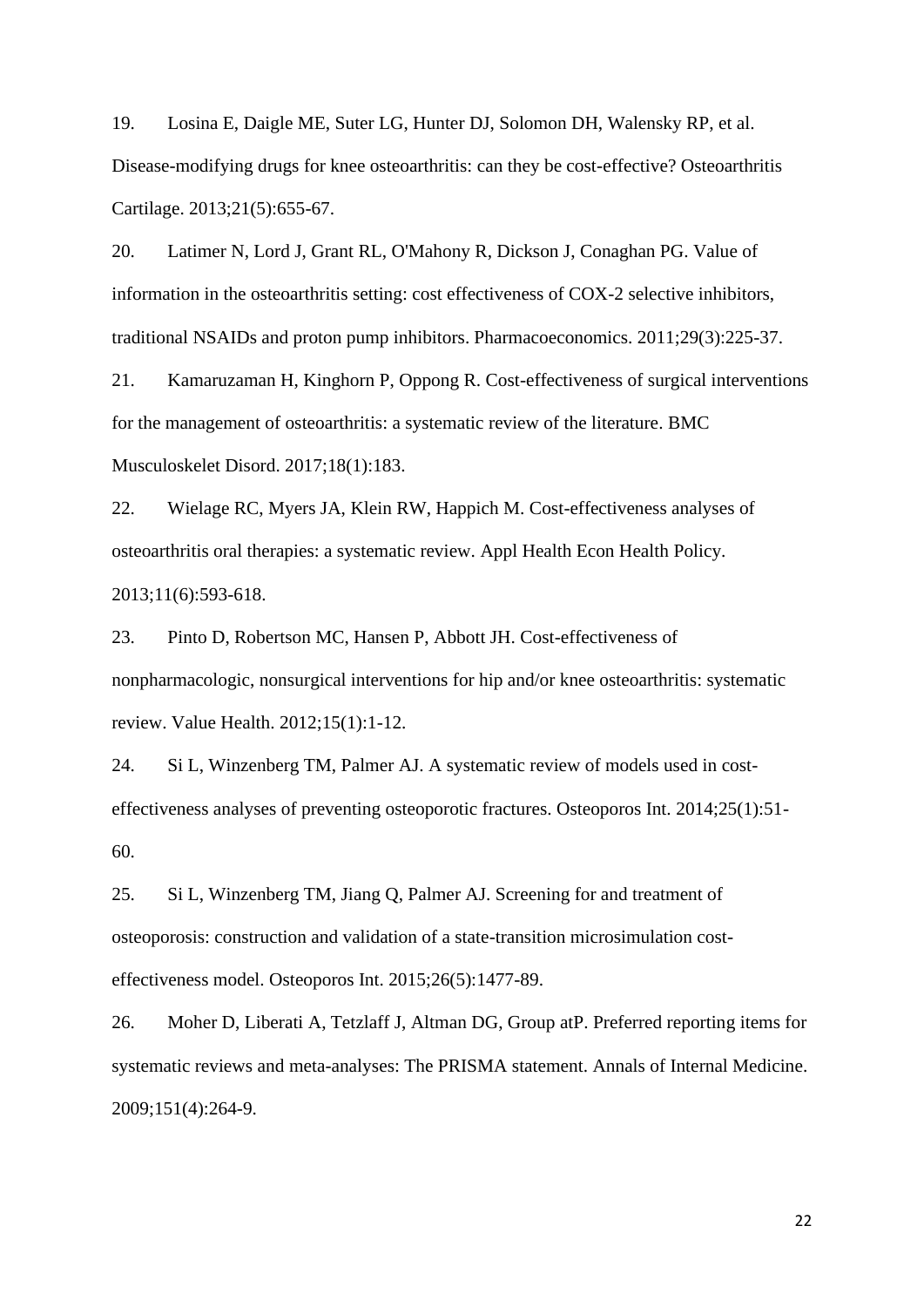19. Losina E, Daigle ME, Suter LG, Hunter DJ, Solomon DH, Walensky RP, et al. Disease-modifying drugs for knee osteoarthritis: can they be cost-effective? Osteoarthritis Cartilage. 2013;21(5):655-67.

20. Latimer N, Lord J, Grant RL, O'Mahony R, Dickson J, Conaghan PG. Value of information in the osteoarthritis setting: cost effectiveness of COX-2 selective inhibitors, traditional NSAIDs and proton pump inhibitors. Pharmacoeconomics. 2011;29(3):225-37.

21. Kamaruzaman H, Kinghorn P, Oppong R. Cost-effectiveness of surgical interventions for the management of osteoarthritis: a systematic review of the literature. BMC Musculoskelet Disord. 2017;18(1):183.

22. Wielage RC, Myers JA, Klein RW, Happich M. Cost-effectiveness analyses of osteoarthritis oral therapies: a systematic review. Appl Health Econ Health Policy. 2013;11(6):593-618.

23. Pinto D, Robertson MC, Hansen P, Abbott JH. Cost-effectiveness of nonpharmacologic, nonsurgical interventions for hip and/or knee osteoarthritis: systematic review. Value Health. 2012;15(1):1-12.

24. Si L, Winzenberg TM, Palmer AJ. A systematic review of models used in cost-effectiveness analyses of preventing osteoporotic fractures. Osteoporos Int. 2014;25(1):51-60.

25. Si L, Winzenberg TM, Jiang Q, Palmer AJ. Screening for and treatment of osteoporosis: construction and validation of a state-transition microsimulation cost-effectiveness model. Osteoporos Int. 2015;26(5):1477-89.

26. Moher D, Liberati A, Tetzlaff J, Altman DG, Group atP. Preferred reporting items for systematic reviews and meta-analyses: The PRISMA statement. Annals of Internal Medicine. 2009;151(4):264-9.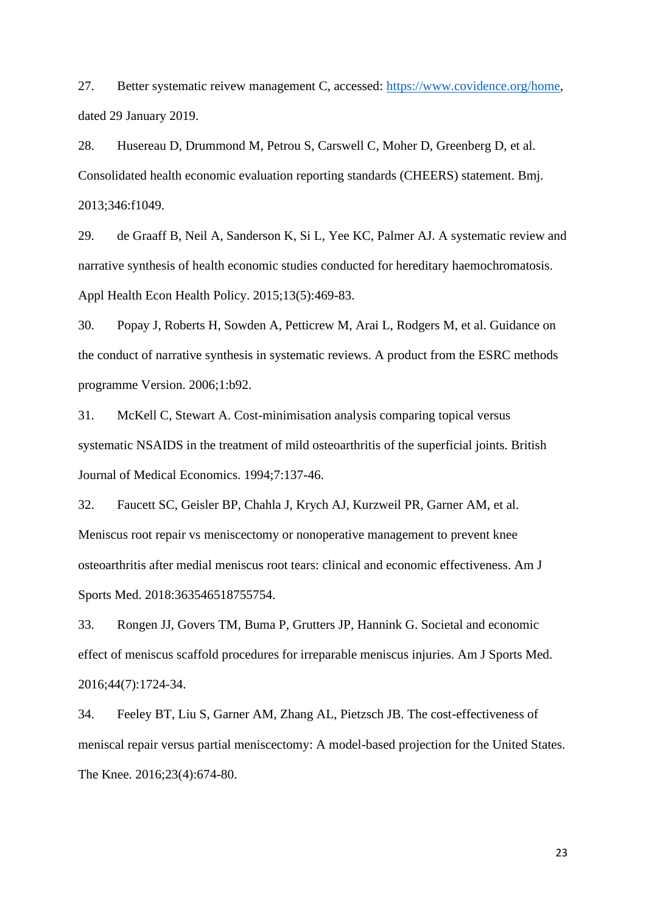27. Better systematic reivew management C, accessed: [https://www.covidence.org/home](https://www.covidence.org/home), dated 29 January 2019.

28. Husereau D, Drummond M, Petrou S, Carswell C, Moher D, Greenberg D, et al. Consolidated health economic evaluation reporting standards (CHEERS) statement. Bmj. 2013;346:f1049.

29. de Graaff B, Neil A, Sanderson K, Si L, Yee KC, Palmer AJ. A systematic review and narrative synthesis of health economic studies conducted for hereditary haemochromatosis. Appl Health Econ Health Policy. 2015;13(5):469-83.

30. Popay J, Roberts H, Sowden A, Petticrew M, Arai L, Rodgers M, et al. Guidance on the conduct of narrative synthesis in systematic reviews. A product from the ESRC methods programme Version. 2006;1:b92.

31. McKell C, Stewart A. Cost-minimisation analysis comparing topical versus systematic NSAIDS in the treatment of mild osteoarthritis of the superficial joints. British Journal of Medical Economics. 1994;7:137-46.

32. Faucett SC, Geisler BP, Chahla J, Krych AJ, Kurzweil PR, Garner AM, et al. Meniscus root repair vs meniscectomy or nonoperative management to prevent knee osteoarthritis after medial meniscus root tears: clinical and economic effectiveness. Am J Sports Med. 2018:363546518755754.

33. Rongen JJ, Govers TM, Buma P, Grutters JP, Hannink G. Societal and economic effect of meniscus scaffold procedures for irreparable meniscus injuries. Am J Sports Med. 2016;44(7):1724-34.

34. Feeley BT, Liu S, Garner AM, Zhang AL, Pietzsch JB. The cost-effectiveness of meniscal repair versus partial meniscectomy: A model-based projection for the United States. The Knee. 2016;23(4):674-80.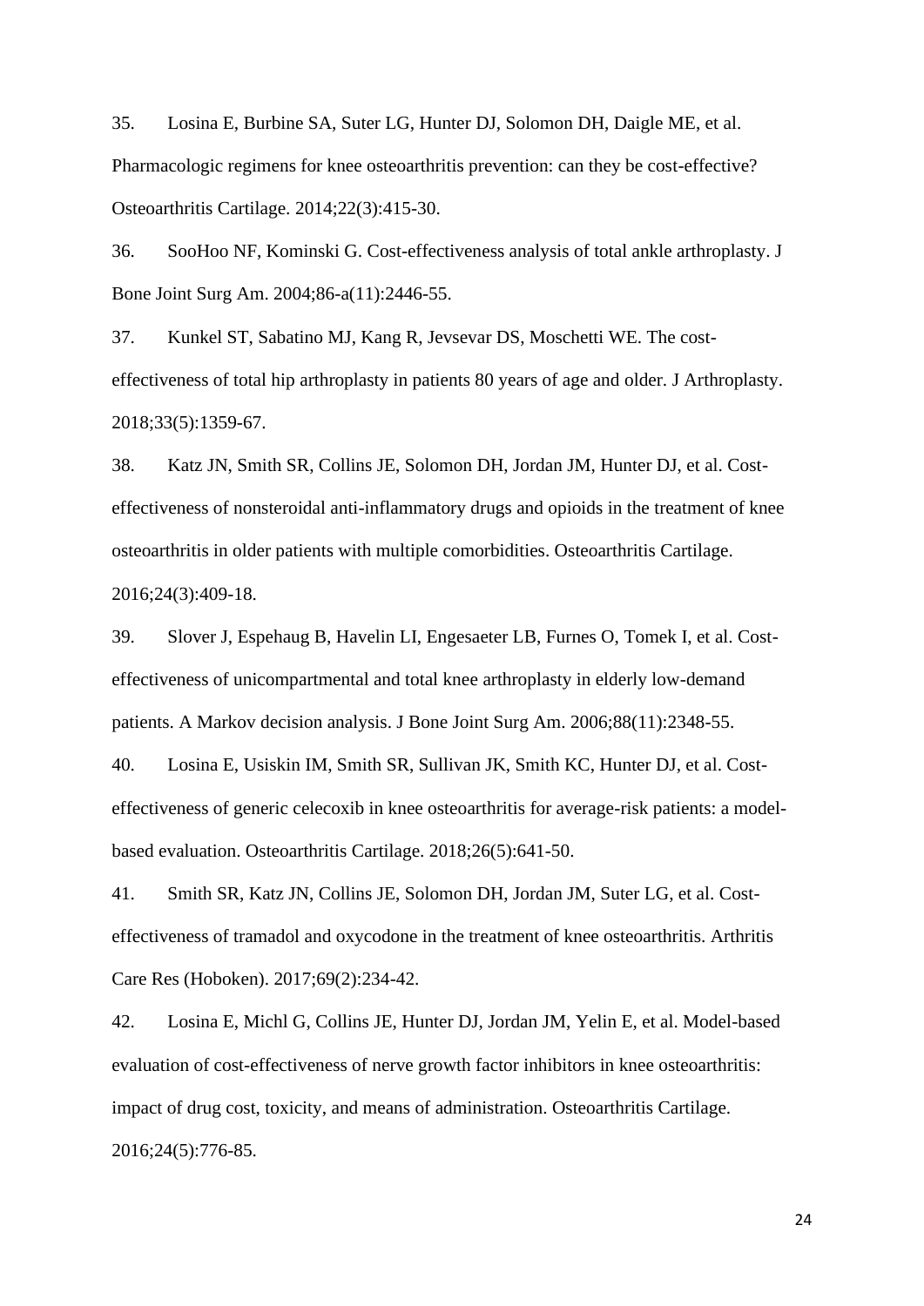35. Losina E, Burbine SA, Suter LG, Hunter DJ, Solomon DH, Daigle ME, et al. Pharmacologic regimens for knee osteoarthritis prevention: can they be cost-effective? Osteoarthritis Cartilage. 2014;22(3):415-30.

36. SooHoo NF, Kominski G. Cost-effectiveness analysis of total ankle arthroplasty. J Bone Joint Surg Am. 2004;86-a(11):2446-55.

37. Kunkel ST, Sabatino MJ, Kang R, Jevsevar DS, Moschetti WE. The cost-effectiveness of total hip arthroplasty in patients 80 years of age and older. J Arthroplasty. 2018;33(5):1359-67.

38. Katz JN, Smith SR, Collins JE, Solomon DH, Jordan JM, Hunter DJ, et al. Cost-effectiveness of nonsteroidal anti-inflammatory drugs and opioids in the treatment of knee osteoarthritis in older patients with multiple comorbidities. Osteoarthritis Cartilage. 2016;24(3):409-18.

39. Slover J, Espehaug B, Havelin LI, Engesaeter LB, Furnes O, Tomek I, et al. Cost-effectiveness of unicompartmental and total knee arthroplasty in elderly low-demand patients. A Markov decision analysis. J Bone Joint Surg Am. 2006;88(11):2348-55.

40. Losina E, Usiskin IM, Smith SR, Sullivan JK, Smith KC, Hunter DJ, et al. Cost-effectiveness of generic celecoxib in knee osteoarthritis for average-risk patients: a model-based evaluation. Osteoarthritis Cartilage. 2018;26(5):641-50.

41. Smith SR, Katz JN, Collins JE, Solomon DH, Jordan JM, Suter LG, et al. Cost-effectiveness of tramadol and oxycodone in the treatment of knee osteoarthritis. Arthritis Care Res (Hoboken). 2017;69(2):234-42.

42. Losina E, Michl G, Collins JE, Hunter DJ, Jordan JM, Yelin E, et al. Model-based evaluation of cost-effectiveness of nerve growth factor inhibitors in knee osteoarthritis: impact of drug cost, toxicity, and means of administration. Osteoarthritis Cartilage. 2016;24(5):776-85.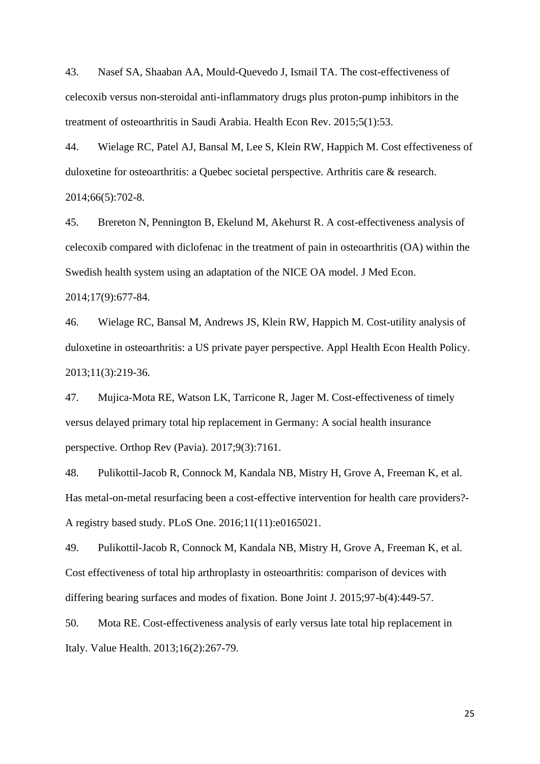43. Nasef SA, Shaaban AA, Mould-Quevedo J, Ismail TA. The cost-effectiveness of celecoxib versus non-steroidal anti-inflammatory drugs plus proton-pump inhibitors in the treatment of osteoarthritis in Saudi Arabia. Health Econ Rev. 2015;5(1):53.

44. Wielage RC, Patel AJ, Bansal M, Lee S, Klein RW, Happich M. Cost effectiveness of duloxetine for osteoarthritis: a Quebec societal perspective. Arthritis care & research. 2014;66(5):702-8.

45. Brereton N, Pennington B, Ekelund M, Akehurst R. A cost-effectiveness analysis of celecoxib compared with diclofenac in the treatment of pain in osteoarthritis (OA) within the Swedish health system using an adaptation of the NICE OA model. J Med Econ. 2014;17(9):677-84.

46. Wielage RC, Bansal M, Andrews JS, Klein RW, Happich M. Cost-utility analysis of duloxetine in osteoarthritis: a US private payer perspective. Appl Health Econ Health Policy. 2013;11(3):219-36.

47. Mujica-Mota RE, Watson LK, Tarricone R, Jager M. Cost-effectiveness of timely versus delayed primary total hip replacement in Germany: A social health insurance perspective. Orthop Rev (Pavia). 2017;9(3):7161.

48. Pulikottil-Jacob R, Connock M, Kandala NB, Mistry H, Grove A, Freeman K, et al. Has metal-on-metal resurfacing been a cost-effective intervention for health care providers?- A registry based study. PLoS One. 2016;11(11):e0165021.

49. Pulikottil-Jacob R, Connock M, Kandala NB, Mistry H, Grove A, Freeman K, et al. Cost effectiveness of total hip arthroplasty in osteoarthritis: comparison of devices with differing bearing surfaces and modes of fixation. Bone Joint J. 2015;97-b(4):449-57.

50. Mota RE. Cost-effectiveness analysis of early versus late total hip replacement in Italy. Value Health. 2013;16(2):267-79.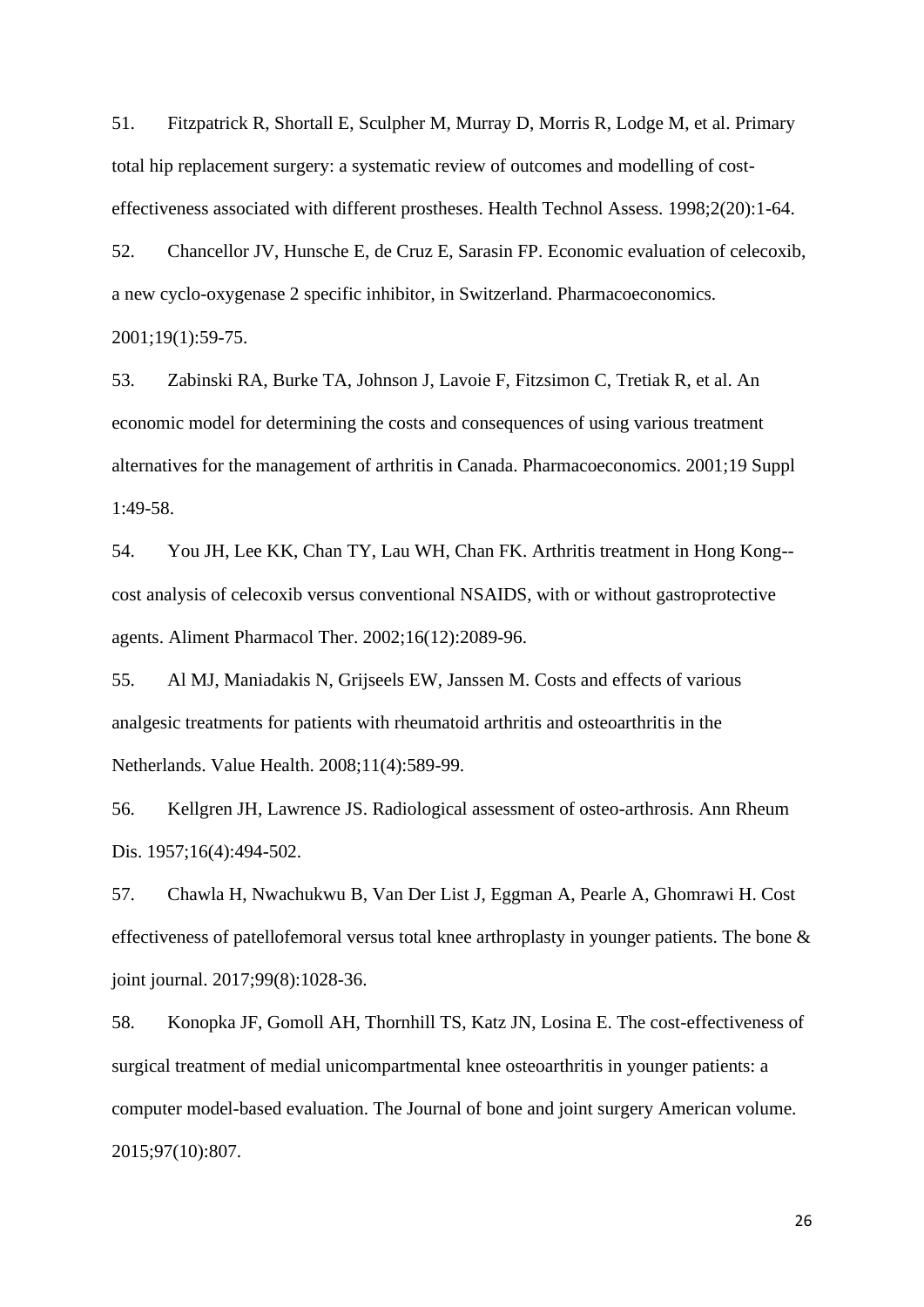51. Fitzpatrick R, Shortall E, Sculpher M, Murray D, Morris R, Lodge M, et al. Primary total hip replacement surgery: a systematic review of outcomes and modelling of cost-effectiveness associated with different prostheses. Health Technol Assess. 1998;2(20):1-64.

52. Chancellor JV, Hunsche E, de Cruz E, Sarasin FP. Economic evaluation of celecoxib, a new cyclo-oxygenase 2 specific inhibitor, in Switzerland. Pharmacoeconomics. 2001;19(1):59-75.

53. Zabinski RA, Burke TA, Johnson J, Lavoie F, Fitzsimon C, Tretiak R, et al. An economic model for determining the costs and consequences of using various treatment alternatives for the management of arthritis in Canada. Pharmacoeconomics. 2001;19 Suppl 1:49-58.

54. You JH, Lee KK, Chan TY, Lau WH, Chan FK. Arthritis treatment in Hong Kong--cost analysis of celecoxib versus conventional NSAIDS, with or without gastroprotective agents. Aliment Pharmacol Ther. 2002;16(12):2089-96.

55. Al MJ, Maniadakis N, Grijseels EW, Janssen M. Costs and effects of various analgesic treatments for patients with rheumatoid arthritis and osteoarthritis in the Netherlands. Value Health. 2008;11(4):589-99.

56. Kellgren JH, Lawrence JS. Radiological assessment of osteo-arthrosis. Ann Rheum Dis. 1957;16(4):494-502.

57. Chawla H, Nwachukwu B, Van Der List J, Eggman A, Pearle A, Ghomrawi H. Cost effectiveness of patellofemoral versus total knee arthroplasty in younger patients. The bone & joint journal. 2017;99(8):1028-36.

58. Konopka JF, Gomoll AH, Thornhill TS, Katz JN, Losina E. The cost-effectiveness of surgical treatment of medial unicompartmental knee osteoarthritis in younger patients: a computer model-based evaluation. The Journal of bone and joint surgery American volume. 2015;97(10):807.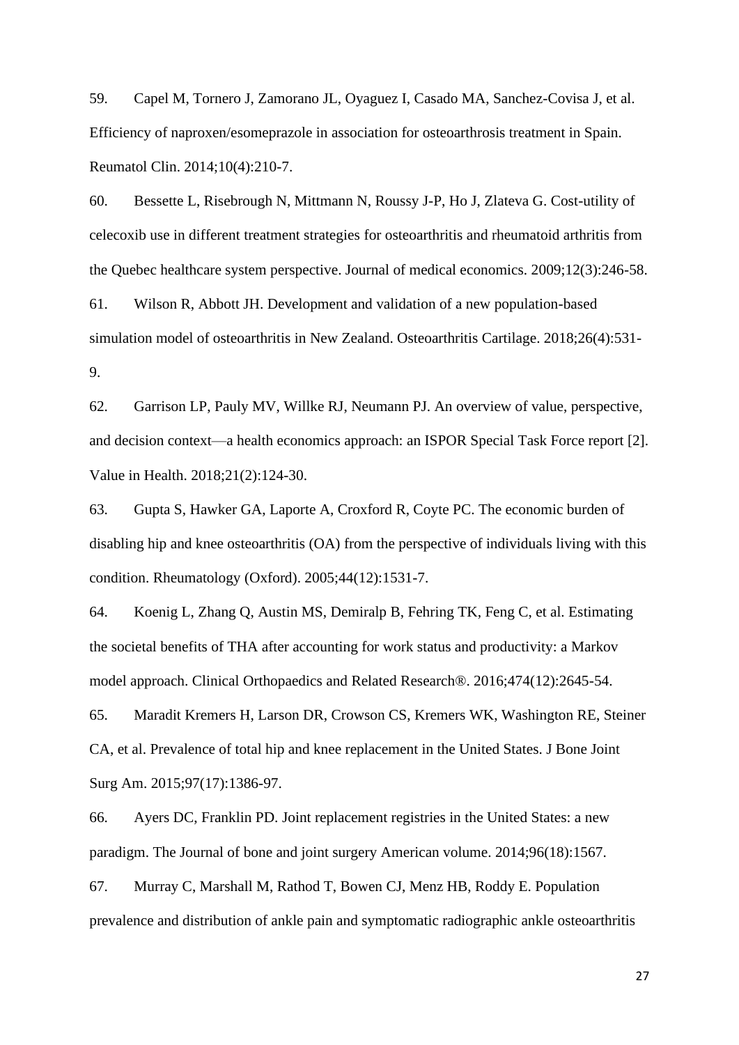59. Capel M, Tornero J, Zamorano JL, Oyaguez I, Casado MA, Sanchez-Covisa J, et al. Efficiency of naproxen/esomeprazole in association for osteoarthrosis treatment in Spain. Reumatol Clin. 2014;10(4):210-7.

60. Bessette L, Risebrough N, Mittmann N, Roussy J-P, Ho J, Zlateva G. Cost-utility of celecoxib use in different treatment strategies for osteoarthritis and rheumatoid arthritis from the Quebec healthcare system perspective. Journal of medical economics. 2009;12(3):246-58.

61. Wilson R, Abbott JH. Development and validation of a new population-based simulation model of osteoarthritis in New Zealand. Osteoarthritis Cartilage. 2018;26(4):531-9.

62. Garrison LP, Pauly MV, Willke RJ, Neumann PJ. An overview of value, perspective, and decision context—a health economics approach: an ISPOR Special Task Force report [2]. Value in Health. 2018;21(2):124-30.

63. Gupta S, Hawker GA, Laporte A, Croxford R, Coyte PC. The economic burden of disabling hip and knee osteoarthritis (OA) from the perspective of individuals living with this condition. Rheumatology (Oxford). 2005;44(12):1531-7.

64. Koenig L, Zhang Q, Austin MS, Demiralp B, Fehring TK, Feng C, et al. Estimating the societal benefits of THA after accounting for work status and productivity: a Markov model approach. Clinical Orthopaedics and Related Research®. 2016;474(12):2645-54.

65. Maradit Kremers H, Larson DR, Crowson CS, Kremers WK, Washington RE, Steiner CA, et al. Prevalence of total hip and knee replacement in the United States. J Bone Joint Surg Am. 2015;97(17):1386-97.

66. Ayers DC, Franklin PD. Joint replacement registries in the United States: a new paradigm. The Journal of bone and joint surgery American volume. 2014;96(18):1567.

67. Murray C, Marshall M, Rathod T, Bowen CJ, Menz HB, Roddy E. Population prevalence and distribution of ankle pain and symptomatic radiographic ankle osteoarthritis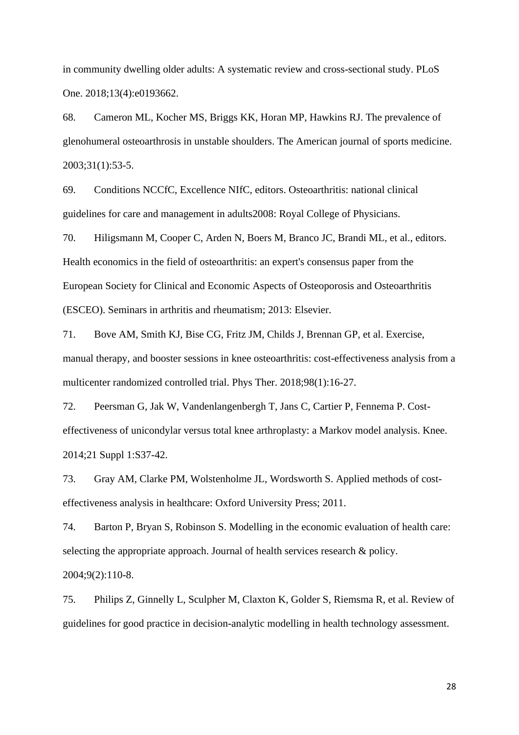in community dwelling older adults: A systematic review and cross-sectional study. PLoS One. 2018;13(4):e0193662.

68. Cameron ML, Kocher MS, Briggs KK, Horan MP, Hawkins RJ. The prevalence of glenohumeral osteoarthrosis in unstable shoulders. The American journal of sports medicine. 2003;31(1):53-5.

69. Conditions NCCfC, Excellence NIfC, editors. Osteoarthritis: national clinical guidelines for care and management in adults2008: Royal College of Physicians.

70. Hiligsmann M, Cooper C, Arden N, Boers M, Branco JC, Brandi ML, et al., editors. Health economics in the field of osteoarthritis: an expert's consensus paper from the European Society for Clinical and Economic Aspects of Osteoporosis and Osteoarthritis (ESCEO). Seminars in arthritis and rheumatism; 2013: Elsevier.

71. Bove AM, Smith KJ, Bise CG, Fritz JM, Childs J, Brennan GP, et al. Exercise, manual therapy, and booster sessions in knee osteoarthritis: cost-effectiveness analysis from a multicenter randomized controlled trial. Phys Ther. 2018;98(1):16-27.

72. Peersman G, Jak W, Vandenlangenbergh T, Jans C, Cartier P, Fennema P. Cost-effectiveness of unicondylar versus total knee arthroplasty: a Markov model analysis. Knee. 2014;21 Suppl 1:S37-42.

73. Gray AM, Clarke PM, Wolstenholme JL, Wordsworth S. Applied methods of cost-effectiveness analysis in healthcare: Oxford University Press; 2011.

74. Barton P, Bryan S, Robinson S. Modelling in the economic evaluation of health care: selecting the appropriate approach. Journal of health services research & policy. 2004;9(2):110-8.

75. Philips Z, Ginnelly L, Sculpher M, Claxton K, Golder S, Riemsma R, et al. Review of guidelines for good practice in decision-analytic modelling in health technology assessment.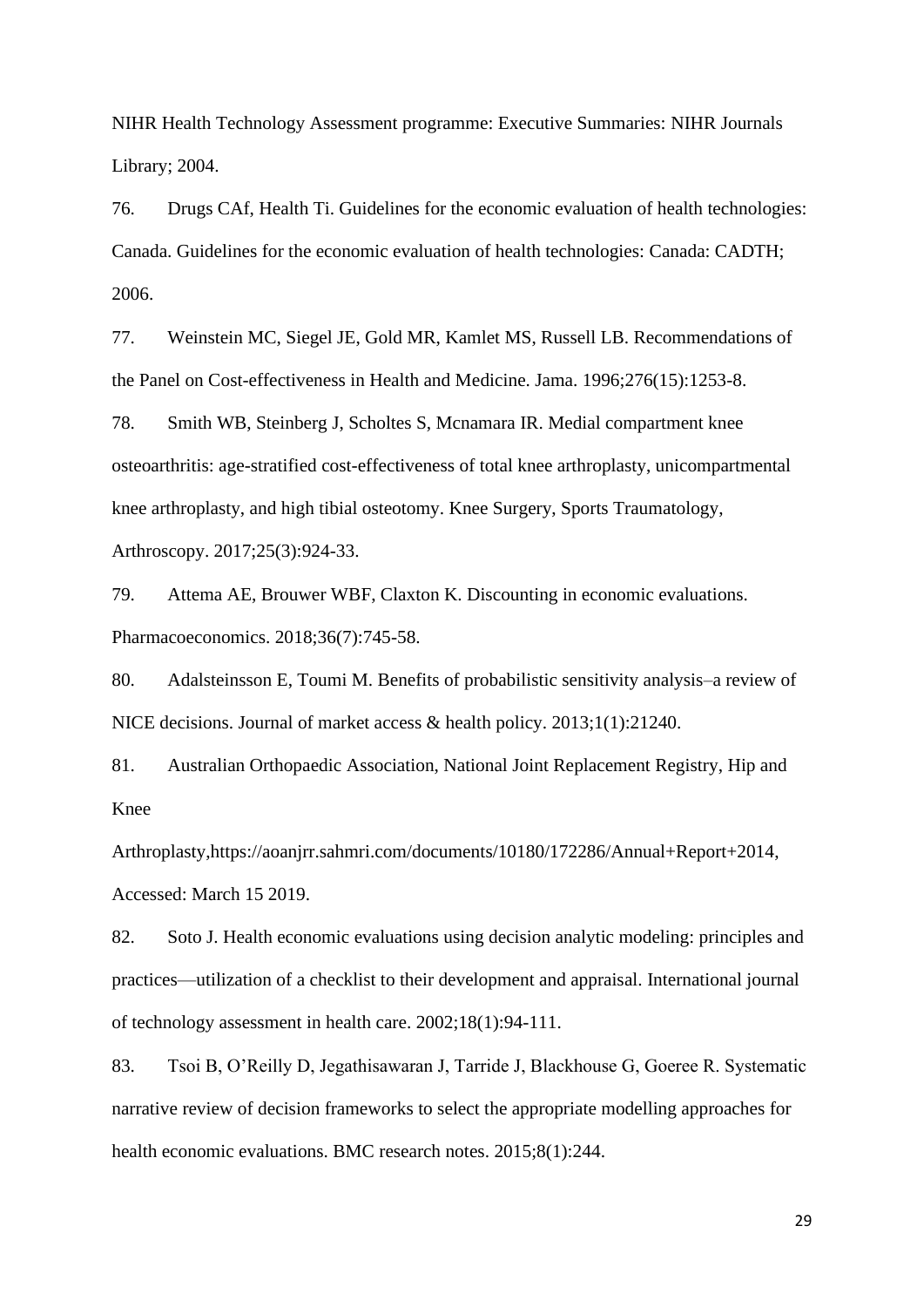NIHR Health Technology Assessment programme: Executive Summaries: NIHR Journals Library; 2004.

76. Drugs CAf, Health Ti. Guidelines for the economic evaluation of health technologies: Canada. Guidelines for the economic evaluation of health technologies: Canada: CADTH; 2006.

77. Weinstein MC, Siegel JE, Gold MR, Kamlet MS, Russell LB. Recommendations of the Panel on Cost-effectiveness in Health and Medicine. Jama. 1996;276(15):1253-8.

78. Smith WB, Steinberg J, Scholtes S, Mcnamara IR. Medial compartment knee osteoarthritis: age-stratified cost-effectiveness of total knee arthroplasty, unicompartmental knee arthroplasty, and high tibial osteotomy. Knee Surgery, Sports Traumatology, Arthroscopy. 2017;25(3):924-33.

79. Attema AE, Brouwer WBF, Claxton K. Discounting in economic evaluations. Pharmacoeconomics. 2018;36(7):745-58.

80. Adalsteinsson E, Toumi M. Benefits of probabilistic sensitivity analysis–a review of NICE decisions. Journal of market access & health policy. 2013;1(1):21240.

81. Australian Orthopaedic Association, National Joint Replacement Registry, Hip and Knee Arthroplasty,https://aoanjrr.sahmri.com/documents/10180/172286/Annual+Report+2014, Accessed: March 15 2019.

82. Soto J. Health economic evaluations using decision analytic modeling: principles and practices—utilization of a checklist to their development and appraisal. International journal of technology assessment in health care. 2002;18(1):94-111.

83. Tsoi B, O'Reilly D, Jegathisawaran J, Tarride J, Blackhouse G, Goeree R. Systematic narrative review of decision frameworks to select the appropriate modelling approaches for health economic evaluations. BMC research notes. 2015;8(1):244.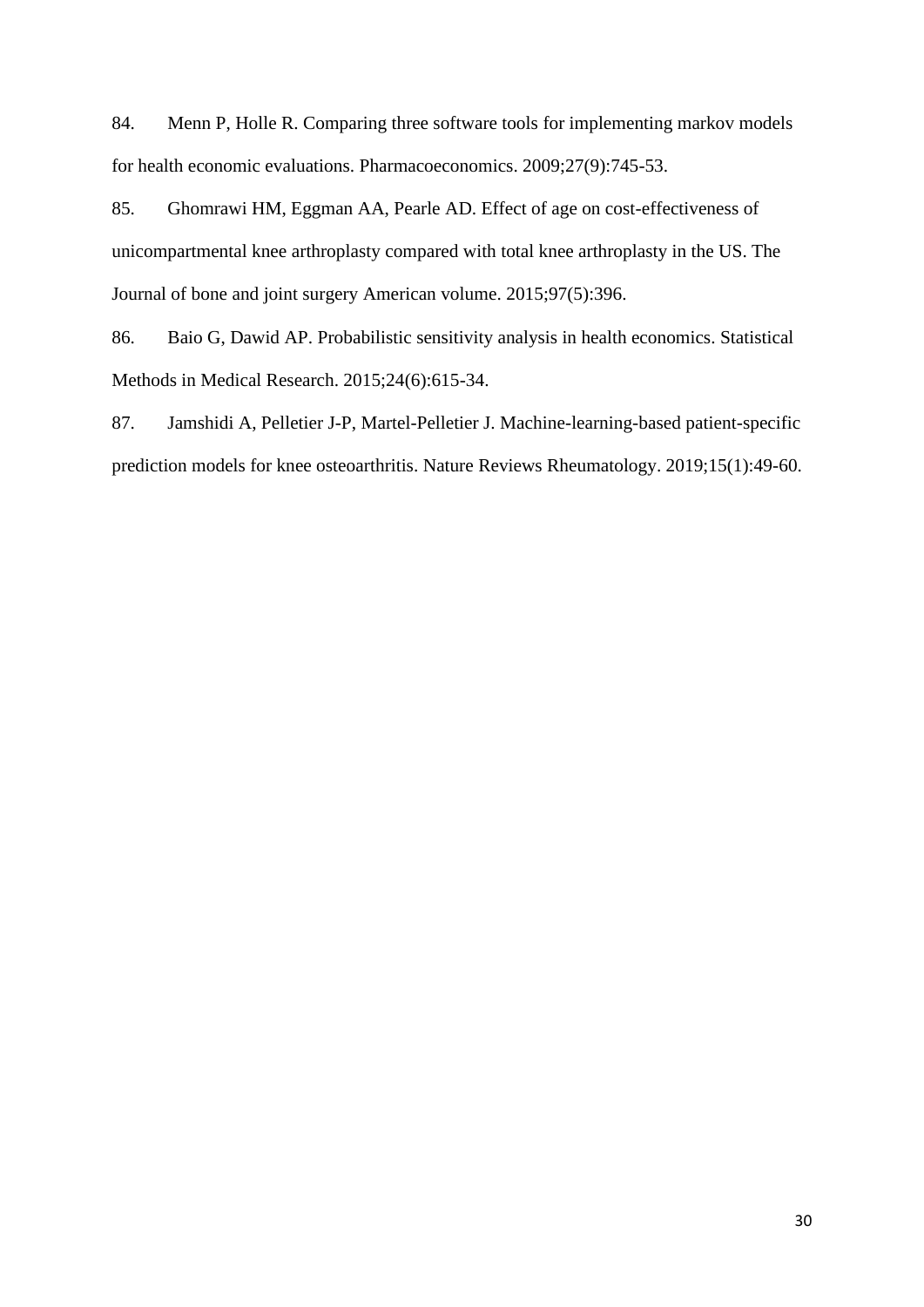84. Menn P, Holle R. Comparing three software tools for implementing markov models for health economic evaluations. Pharmacoeconomics. 2009;27(9):745-53.

85. Ghomrawi HM, Eggman AA, Pearle AD. Effect of age on cost-effectiveness of unicompartmental knee arthroplasty compared with total knee arthroplasty in the US. The Journal of bone and joint surgery American volume. 2015;97(5):396.

86. Baio G, Dawid AP. Probabilistic sensitivity analysis in health economics. Statistical Methods in Medical Research. 2015;24(6):615-34.

87. Jamshidi A, Pelletier J-P, Martel-Pelletier J. Machine-learning-based patient-specific prediction models for knee osteoarthritis. Nature Reviews Rheumatology. 2019;15(1):49-60.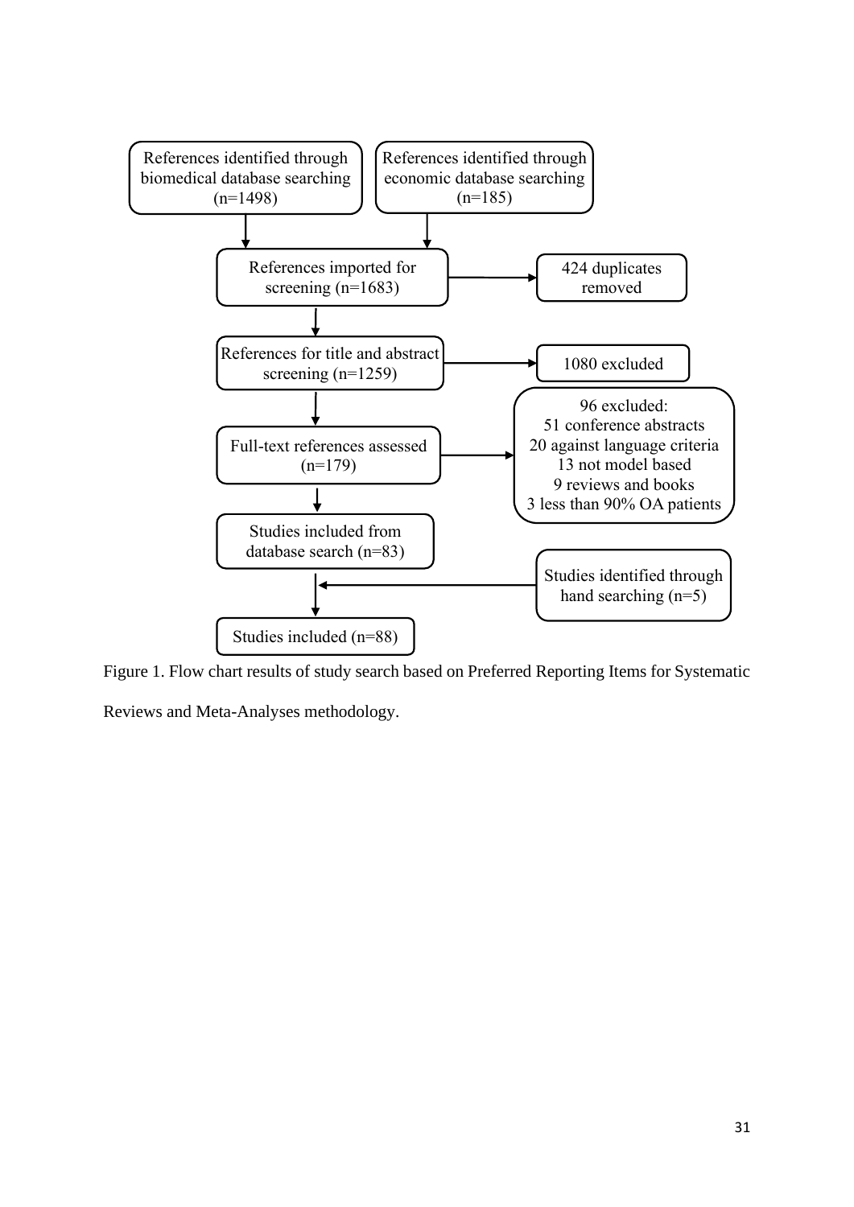References identified through biomedical database searching (n=1498)

References identified through economic database searching (n=185)

References imported for screening (n=1683)

424 duplicates removed

References for title and abstract screening (n=1259)

1080 excluded

Full-text references assessed (n=179)

96 excluded:
51 conference abstracts
20 against language criteria
13 not model based
9 reviews and books
3 less than 90% OA patients

Studies included from database search (n=83)

Studies identified through hand searching (n=5)

Studies included (n=88)

Figure 1. Flow chart results of study search based on Preferred Reporting Items for Systematic Reviews and Meta-Analyses methodology.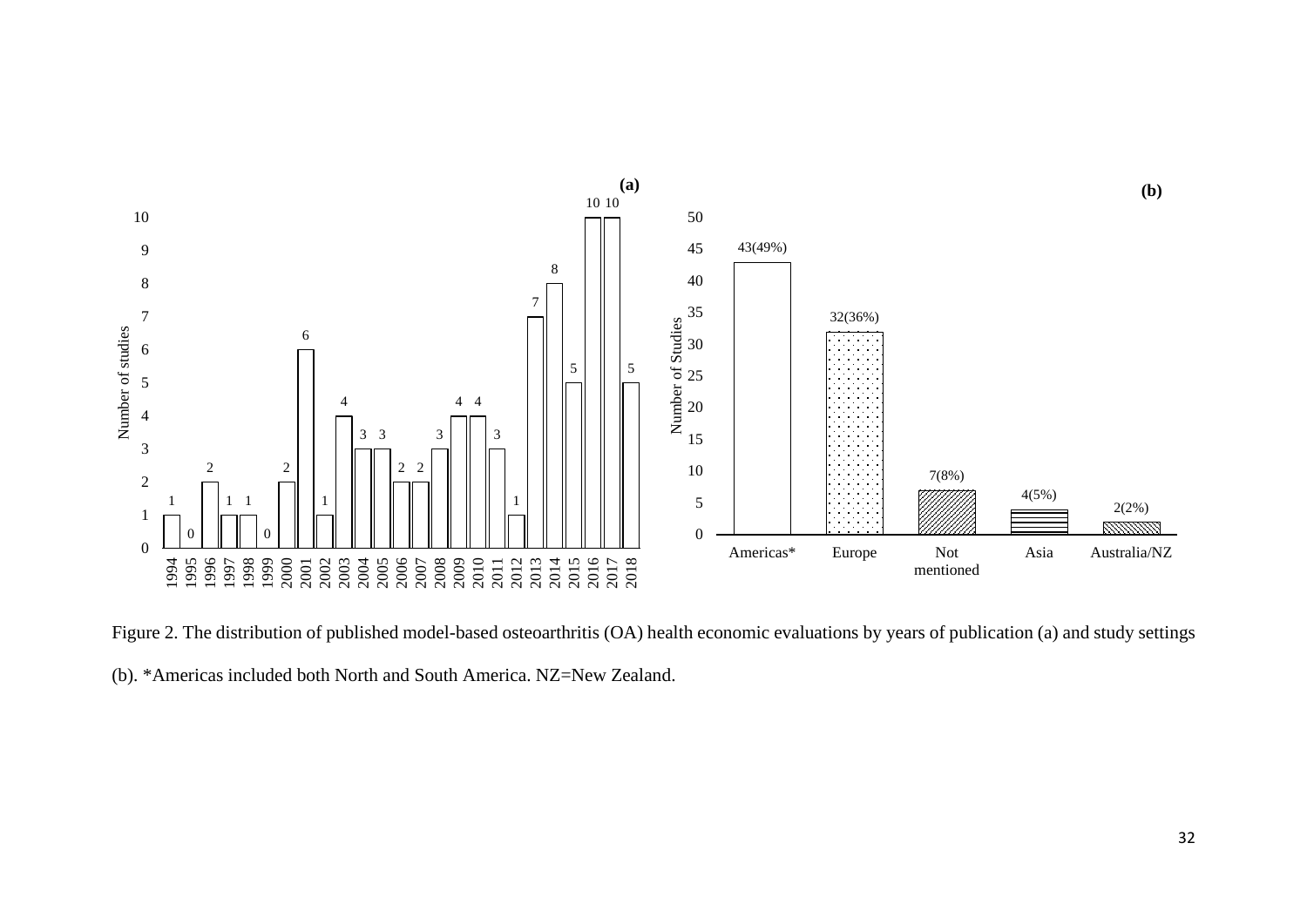Figure 2. The distribution of published model-based osteoarthritis (OA) health economic evaluations by years of publication (a) and study settings (b). *Americas included both North and South America. NZ=New Zealand.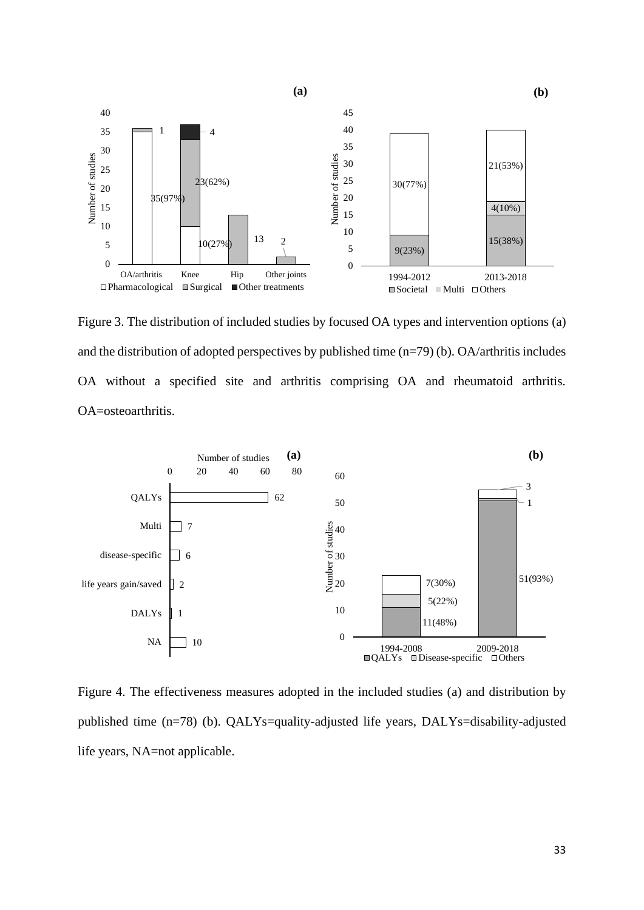Figure 3. The distribution of included studies by focused OA types and intervention options (a) and the distribution of adopted perspectives by published time (n=79) (b). OA/arthritis includes OA without a specified site and arthritis comprising OA and rheumatoid arthritis. OA=osteoarthritis.

Figure 4. The effectiveness measures adopted in the included studies (a) and distribution by published time (n=78) (b). QALYs=quality-adjusted life years, DALYs=disability-adjusted life years, NA=not applicable.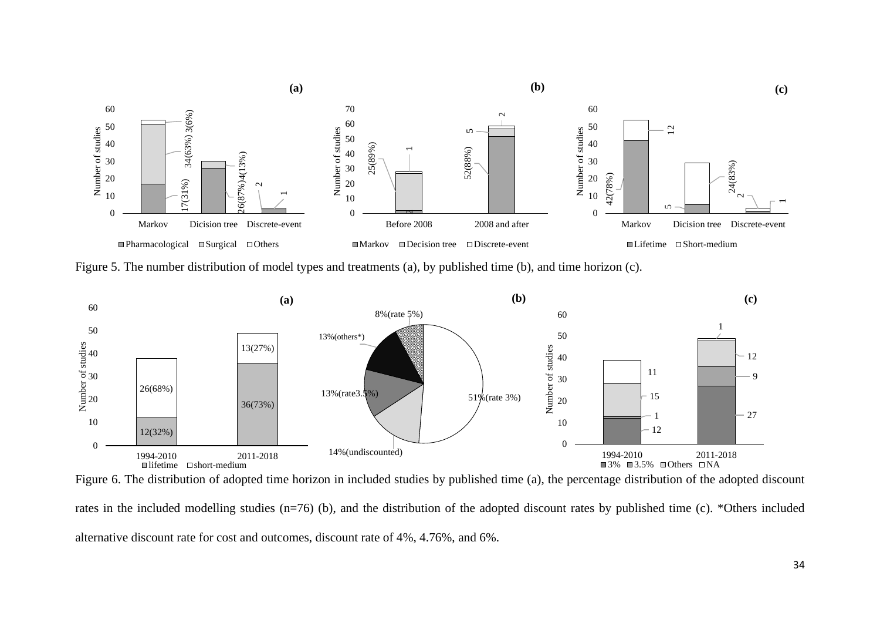(a)

60
50
40
30
20
10
0

Number of studies

34(63%) 3(6%)
17(31%)
26(87%)4(13%)
2
1

Markov
Dicision tree
Discrete-event

■ Pharmacological □ Surgical □ Others

(b)

70
60
50
40
30
20
10
0

Number of studies

25(89%)
1
2
52(88%)
5
2

Before 2008
2008 and after

■ Markov □ Decision tree □ Discrete-event

(c)

60
50
40
30
20
10
0

Number of studies

42(78%)
12
5
24(83%)
2
1

Markov
Dicision tree
Discrete-event

■ Lifetime □ Short-medium

Figure 5. The number distribution of model types and treatments (a), by published time (b), and time horizon (c).

(a)

60
50
40
30
20
10
0

Number of studies

26(68%)
12(32%)
13(27%)
36(73%)

1994-2010
2011-2018

□ lifetime □ short-medium

(b)

8%(rate 5%)
13%(others*)
13%(rate3.5%)
51%(rate 3%)
14%(undiscounted)

(c)

60
50
40
30
20
10
0

Number of studies

11
15
1
12
1
12
9
27

1994-2010
2011-2018

■ 3% ■ 3.5% □ Others □ NA

Figure 6. The distribution of adopted time horizon in included studies by published time (a), the percentage distribution of the adopted discount rates in the included modelling studies (n=76) (b), and the distribution of the adopted discount rates by published time (c). *Others included alternative discount rate for cost and outcomes, discount rate of 4%, 4.76%, and 6%.